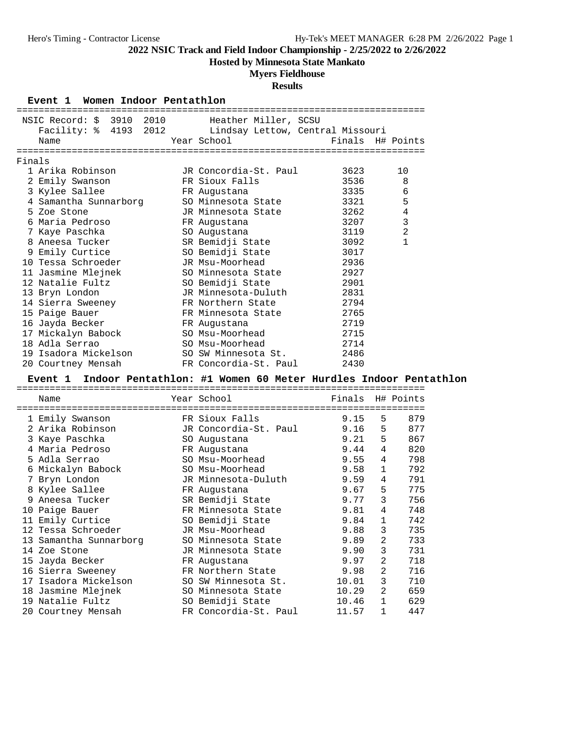# 2022 NSIC Track and Field Indoor Championship - 2/25/2022 to 2/26/2022

## Hosted by Minnesota State Mankato

## Myers Fieldhouse

## Results

### Event 1 Women Indoor Pentathlon

NSIC Record: $ 3910 2010 Heather Miller, SCSU
Facility: % 4193 2012 Lindsay Lettow, Central Missouri

Finals

| | Name | Year | School | Finals | H# | Points |
|---|---|---|---|---|---|---|
| 1 | Arika Robinson | JR | Concordia-St. Paul | 3623 | | 10 |
| 2 | Emily Swanson | FR | Sioux Falls | 3536 | | 8 |
| 3 | Kylee Sallee | FR | Augustana | 3335 | | 6 |
| 4 | Samantha Sunnarborg | SO | Minnesota State | 3321 | | 5 |
| 5 | Zoe Stone | JR | Minnesota State | 3262 | | 4 |
| 6 | Maria Pedroso | FR | Augustana | 3207 | | 3 |
| 7 | Kaye Paschka | SO | Augustana | 3119 | | 2 |
| 8 | Aneesa Tucker | SR | Bemidji State | 3092 | | 1 |
| 9 | Emily Curtice | SO | Bemidji State | 3017 | | |
| 10 | Tessa Schroeder | JR | Msu-Moorhead | 2936 | | |
| 11 | Jasmine Mlejnek | SO | Minnesota State | 2927 | | |
| 12 | Natalie Fultz | SO | Bemidji State | 2901 | | |
| 13 | Bryn London | JR | Minnesota-Duluth | 2831 | | |
| 14 | Sierra Sweeney | FR | Northern State | 2794 | | |
| 15 | Paige Bauer | FR | Minnesota State | 2765 | | |
| 16 | Jayda Becker | FR | Augustana | 2719 | | |
| 17 | Mickalyn Babock | SO | Msu-Moorhead | 2715 | | |
| 18 | Adla Serrao | SO | Msu-Moorhead | 2714 | | |
| 19 | Isadora Mickelson | SO | SW Minnesota St. | 2486 | | |
| 20 | Courtney Mensah | FR | Concordia-St. Paul | 2430 | | |

### Event 1 Indoor Pentathlon: #1 Women 60 Meter Hurdles Indoor Pentathlon

| | Name | Year | School | Finals | H# | Points |
|---|---|---|---|---|---|---|
| 1 | Emily Swanson | FR | Sioux Falls | 9.15 | 5 | 879 |
| 2 | Arika Robinson | JR | Concordia-St. Paul | 9.16 | 5 | 877 |
| 3 | Kaye Paschka | SO | Augustana | 9.21 | 5 | 867 |
| 4 | Maria Pedroso | FR | Augustana | 9.44 | 4 | 820 |
| 5 | Adla Serrao | SO | Msu-Moorhead | 9.55 | 4 | 798 |
| 6 | Mickalyn Babock | SO | Msu-Moorhead | 9.58 | 1 | 792 |
| 7 | Bryn London | JR | Minnesota-Duluth | 9.59 | 4 | 791 |
| 8 | Kylee Sallee | FR | Augustana | 9.67 | 5 | 775 |
| 9 | Aneesa Tucker | SR | Bemidji State | 9.77 | 3 | 756 |
| 10 | Paige Bauer | FR | Minnesota State | 9.81 | 4 | 748 |
| 11 | Emily Curtice | SO | Bemidji State | 9.84 | 1 | 742 |
| 12 | Tessa Schroeder | JR | Msu-Moorhead | 9.88 | 3 | 735 |
| 13 | Samantha Sunnarborg | SO | Minnesota State | 9.89 | 2 | 733 |
| 14 | Zoe Stone | JR | Minnesota State | 9.90 | 3 | 731 |
| 15 | Jayda Becker | FR | Augustana | 9.97 | 2 | 718 |
| 16 | Sierra Sweeney | FR | Northern State | 9.98 | 2 | 716 |
| 17 | Isadora Mickelson | SO | SW Minnesota St. | 10.01 | 3 | 710 |
| 18 | Jasmine Mlejnek | SO | Minnesota State | 10.29 | 2 | 659 |
| 19 | Natalie Fultz | SO | Bemidji State | 10.46 | 1 | 629 |
| 20 | Courtney Mensah | FR | Concordia-St. Paul | 11.57 | 1 | 447 |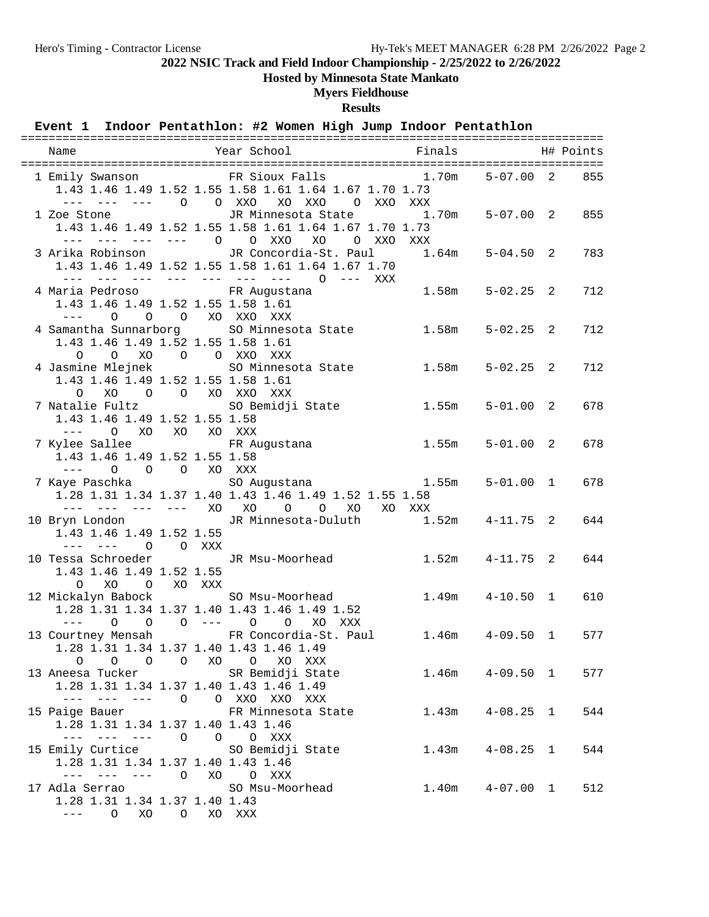2022 NSIC Track and Field Indoor Championship - 2/25/2022 to 2/26/2022

Hosted by Minnesota State Mankato

Myers Fieldhouse

Results

**Event 1  Indoor Pentathlon: #2 Women High Jump Indoor Pentathlon**

```
=====================================================================================
   Name                    Year School                Finals            H# Points 
=====================================================================================
  1 Emily Swanson          FR Sioux Falls             1.70m    5-07.00  2    855  
     1.43 1.46 1.49 1.52 1.55 1.58 1.61 1.64 1.67 1.70 1.73
      ---  ---  ---    O    O  XXO   XO  XXO    O  XXO  XXX 
  1 Zoe Stone              JR Minnesota State         1.70m    5-07.00  2    855  
     1.43 1.46 1.49 1.52 1.55 1.58 1.61 1.64 1.67 1.70 1.73
      ---  ---  ---  ---    O    O  XXO   XO    O  XXO  XXX 
  3 Arika Robinson         JR Concordia-St. Paul      1.64m    5-04.50  2    783  
     1.43 1.46 1.49 1.52 1.55 1.58 1.61 1.64 1.67 1.70
      ---  ---  ---  ---  ---  ---  ---    O  ---  XXX 
  4 Maria Pedroso          FR Augustana               1.58m    5-02.25  2    712  
     1.43 1.46 1.49 1.52 1.55 1.58 1.61
      ---    O    O    O   XO  XXO  XXX 
  4 Samantha Sunnarborg    SO Minnesota State         1.58m    5-02.25  2    712  
     1.43 1.46 1.49 1.52 1.55 1.58 1.61
        O    O   XO    O    O  XXO  XXX 
  4 Jasmine Mlejnek        SO Minnesota State         1.58m    5-02.25  2    712  
     1.43 1.46 1.49 1.52 1.55 1.58 1.61
        O   XO    O    O   XO  XXO  XXX 
  7 Natalie Fultz          SO Bemidji State           1.55m    5-01.00  2    678  
     1.43 1.46 1.49 1.52 1.55 1.58
      ---    O   XO   XO   XO  XXX 
  7 Kylee Sallee           FR Augustana               1.55m    5-01.00  2    678  
     1.43 1.46 1.49 1.52 1.55 1.58
      ---    O    O    O   XO  XXX 
  7 Kaye Paschka           SO Augustana               1.55m    5-01.00  1    678  
     1.28 1.31 1.34 1.37 1.40 1.43 1.46 1.49 1.52 1.55 1.58
      ---  ---  ---  ---   XO   XO    O    O   XO   XO  XXX 
 10 Bryn London            JR Minnesota-Duluth        1.52m    4-11.75  2    644  
     1.43 1.46 1.49 1.52 1.55
      ---  ---    O    O  XXX 
 10 Tessa Schroeder        JR Msu-Moorhead            1.52m    4-11.75  2    644  
     1.43 1.46 1.49 1.52 1.55
        O   XO    O   XO  XXX 
 12 Mickalyn Babock        SO Msu-Moorhead            1.49m    4-10.50  1    610  
     1.28 1.31 1.34 1.37 1.40 1.43 1.46 1.49 1.52
      ---    O    O    O  ---    O    O   XO  XXX 
 13 Courtney Mensah        FR Concordia-St. Paul      1.46m    4-09.50  1    577  
     1.28 1.31 1.34 1.37 1.40 1.43 1.46 1.49
        O    O    O    O   XO    O   XO  XXX 
 13 Aneesa Tucker          SR Bemidji State           1.46m    4-09.50  1    577  
     1.28 1.31 1.34 1.37 1.40 1.43 1.46 1.49
      ---  ---  ---    O    O  XXO  XXO  XXX 
 15 Paige Bauer            FR Minnesota State         1.43m    4-08.25  1    544  
     1.28 1.31 1.34 1.37 1.40 1.43 1.46
      ---  ---  ---    O    O    O  XXX 
 15 Emily Curtice          SO Bemidji State           1.43m    4-08.25  1    544  
     1.28 1.31 1.34 1.37 1.40 1.43 1.46
      ---  ---  ---    O   XO    O  XXX 
 17 Adla Serrao            SO Msu-Moorhead            1.40m    4-07.00  1    512  
     1.28 1.31 1.34 1.37 1.40 1.43
      ---    O   XO    O   XO  XXX 
```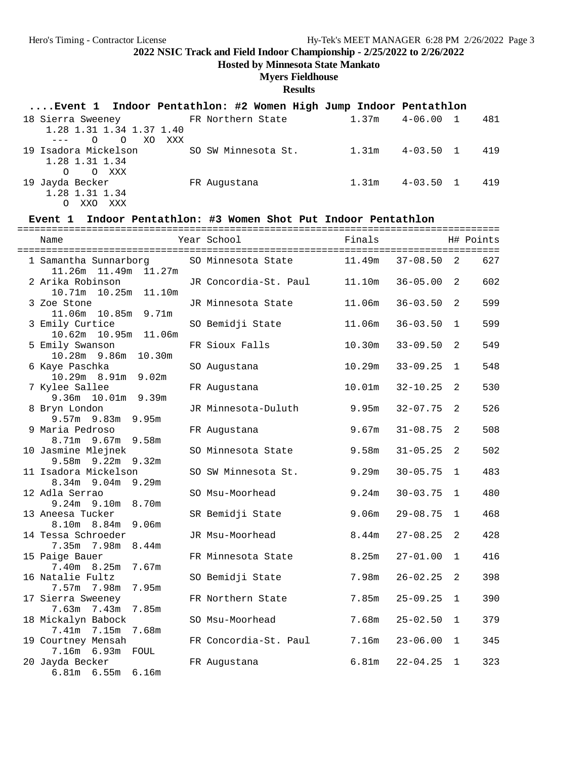# 2022 NSIC Track and Field Indoor Championship - 2/25/2022 to 2/26/2022

**Hosted by Minnesota State Mankato**

**Myers Fieldhouse**

**Results**

### ....Event 1 Indoor Pentathlon: #2 Women High Jump Indoor Pentathlon

| Place | Name | Year | School | Finals | | H# | Points |
|---|---|---|---|---|---|---|---|
| 18 | Sierra Sweeney | FR | Northern State | 1.37m | 4-06.00 | 1 | 481 |
| | 1.28 1.31 1.34 1.37 1.40 | | | | | | |
| | --- O O XO XXX | | | | | | |
| 19 | Isadora Mickelson | SO | SW Minnesota St. | 1.31m | 4-03.50 | 1 | 419 |
| | 1.28 1.31 1.34 | | | | | | |
| | O O XXX | | | | | | |
| 19 | Jayda Becker | FR | Augustana | 1.31m | 4-03.50 | 1 | 419 |
| | 1.28 1.31 1.34 | | | | | | |
| | O XXO XXX | | | | | | |

### Event 1 Indoor Pentathlon: #3 Women Shot Put Indoor Pentathlon

| Place | Name | Year | School | Finals | | H# | Points |
|---|---|---|---|---|---|---|---|
| 1 | Samantha Sunnarborg | SO | Minnesota State | 11.49m | 37-08.50 | 2 | 627 |
| | 11.26m 11.49m 11.27m | | | | | | |
| 2 | Arika Robinson | JR | Concordia-St. Paul | 11.10m | 36-05.00 | 2 | 602 |
| | 10.71m 10.25m 11.10m | | | | | | |
| 3 | Zoe Stone | JR | Minnesota State | 11.06m | 36-03.50 | 2 | 599 |
| | 11.06m 10.85m 9.71m | | | | | | |
| 3 | Emily Curtice | SO | Bemidji State | 11.06m | 36-03.50 | 1 | 599 |
| | 10.62m 10.95m 11.06m | | | | | | |
| 5 | Emily Swanson | FR | Sioux Falls | 10.30m | 33-09.50 | 2 | 549 |
| | 10.28m 9.86m 10.30m | | | | | | |
| 6 | Kaye Paschka | SO | Augustana | 10.29m | 33-09.25 | 1 | 548 |
| | 10.29m 8.91m 9.02m | | | | | | |
| 7 | Kylee Sallee | FR | Augustana | 10.01m | 32-10.25 | 2 | 530 |
| | 9.36m 10.01m 9.39m | | | | | | |
| 8 | Bryn London | JR | Minnesota-Duluth | 9.95m | 32-07.75 | 2 | 526 |
| | 9.57m 9.83m 9.95m | | | | | | |
| 9 | Maria Pedroso | FR | Augustana | 9.67m | 31-08.75 | 2 | 508 |
| | 8.71m 9.67m 9.58m | | | | | | |
| 10 | Jasmine Mlejnek | SO | Minnesota State | 9.58m | 31-05.25 | 2 | 502 |
| | 9.58m 9.22m 9.32m | | | | | | |
| 11 | Isadora Mickelson | SO | SW Minnesota St. | 9.29m | 30-05.75 | 1 | 483 |
| | 8.34m 9.04m 9.29m | | | | | | |
| 12 | Adla Serrao | SO | Msu-Moorhead | 9.24m | 30-03.75 | 1 | 480 |
| | 9.24m 9.10m 8.70m | | | | | | |
| 13 | Aneesa Tucker | SR | Bemidji State | 9.06m | 29-08.75 | 1 | 468 |
| | 8.10m 8.84m 9.06m | | | | | | |
| 14 | Tessa Schroeder | JR | Msu-Moorhead | 8.44m | 27-08.25 | 2 | 428 |
| | 7.35m 7.98m 8.44m | | | | | | |
| 15 | Paige Bauer | FR | Minnesota State | 8.25m | 27-01.00 | 1 | 416 |
| | 7.40m 8.25m 7.67m | | | | | | |
| 16 | Natalie Fultz | SO | Bemidji State | 7.98m | 26-02.25 | 2 | 398 |
| | 7.57m 7.98m 7.95m | | | | | | |
| 17 | Sierra Sweeney | FR | Northern State | 7.85m | 25-09.25 | 1 | 390 |
| | 7.63m 7.43m 7.85m | | | | | | |
| 18 | Mickalyn Babock | SO | Msu-Moorhead | 7.68m | 25-02.50 | 1 | 379 |
| | 7.41m 7.15m 7.68m | | | | | | |
| 19 | Courtney Mensah | FR | Concordia-St. Paul | 7.16m | 23-06.00 | 1 | 345 |
| | 7.16m 6.93m FOUL | | | | | | |
| 20 | Jayda Becker | FR | Augustana | 6.81m | 22-04.25 | 1 | 323 |
| | 6.81m 6.55m 6.16m | | | | | | |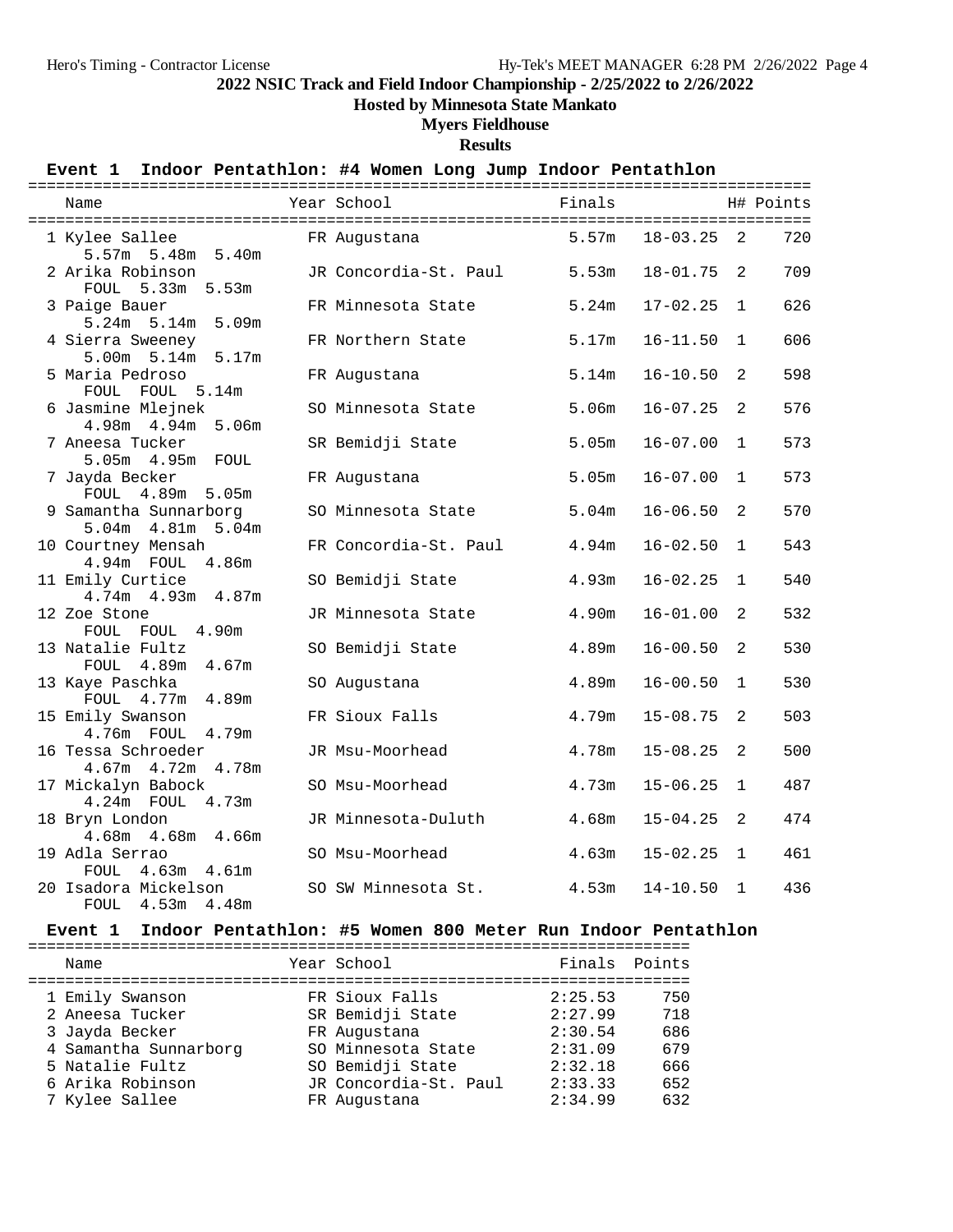## 2022 NSIC Track and Field Indoor Championship - 2/25/2022 to 2/26/2022

### Hosted by Minnesota State Mankato

### Myers Fieldhouse

### Results

#### Event 1 Indoor Pentathlon: #4 Women Long Jump Indoor Pentathlon

| Place | Name | Year | School | Finals | | H# | Points |
|---|---|---|---|---|---|---|---|
| 1 | Kylee Sallee | FR | Augustana | 5.57m | 18-03.25 | 2 | 720 |
| | 5.57m 5.48m 5.40m | | | | | | |
| 2 | Arika Robinson | JR | Concordia-St. Paul | 5.53m | 18-01.75 | 2 | 709 |
| | FOUL 5.33m 5.53m | | | | | | |
| 3 | Paige Bauer | FR | Minnesota State | 5.24m | 17-02.25 | 1 | 626 |
| | 5.24m 5.14m 5.09m | | | | | | |
| 4 | Sierra Sweeney | FR | Northern State | 5.17m | 16-11.50 | 1 | 606 |
| | 5.00m 5.14m 5.17m | | | | | | |
| 5 | Maria Pedroso | FR | Augustana | 5.14m | 16-10.50 | 2 | 598 |
| | FOUL FOUL 5.14m | | | | | | |
| 6 | Jasmine Mlejnek | SO | Minnesota State | 5.06m | 16-07.25 | 2 | 576 |
| | 4.98m 4.94m 5.06m | | | | | | |
| 7 | Aneesa Tucker | SR | Bemidji State | 5.05m | 16-07.00 | 1 | 573 |
| | 5.05m 4.95m FOUL | | | | | | |
| 7 | Jayda Becker | FR | Augustana | 5.05m | 16-07.00 | 1 | 573 |
| | FOUL 4.89m 5.05m | | | | | | |
| 9 | Samantha Sunnarborg | SO | Minnesota State | 5.04m | 16-06.50 | 2 | 570 |
| | 5.04m 4.81m 5.04m | | | | | | |
| 10 | Courtney Mensah | FR | Concordia-St. Paul | 4.94m | 16-02.50 | 1 | 543 |
| | 4.94m FOUL 4.86m | | | | | | |
| 11 | Emily Curtice | SO | Bemidji State | 4.93m | 16-02.25 | 1 | 540 |
| | 4.74m 4.93m 4.87m | | | | | | |
| 12 | Zoe Stone | JR | Minnesota State | 4.90m | 16-01.00 | 2 | 532 |
| | FOUL FOUL 4.90m | | | | | | |
| 13 | Natalie Fultz | SO | Bemidji State | 4.89m | 16-00.50 | 2 | 530 |
| | FOUL 4.89m 4.67m | | | | | | |
| 13 | Kaye Paschka | SO | Augustana | 4.89m | 16-00.50 | 1 | 530 |
| | FOUL 4.77m 4.89m | | | | | | |
| 15 | Emily Swanson | FR | Sioux Falls | 4.79m | 15-08.75 | 2 | 503 |
| | 4.76m FOUL 4.79m | | | | | | |
| 16 | Tessa Schroeder | JR | Msu-Moorhead | 4.78m | 15-08.25 | 2 | 500 |
| | 4.67m 4.72m 4.78m | | | | | | |
| 17 | Mickalyn Babock | SO | Msu-Moorhead | 4.73m | 15-06.25 | 1 | 487 |
| | 4.24m FOUL 4.73m | | | | | | |
| 18 | Bryn London | JR | Minnesota-Duluth | 4.68m | 15-04.25 | 2 | 474 |
| | 4.68m 4.68m 4.66m | | | | | | |
| 19 | Adla Serrao | SO | Msu-Moorhead | 4.63m | 15-02.25 | 1 | 461 |
| | FOUL 4.63m 4.61m | | | | | | |
| 20 | Isadora Mickelson | SO | SW Minnesota St. | 4.53m | 14-10.50 | 1 | 436 |
| | FOUL 4.53m 4.48m | | | | | | |

#### Event 1 Indoor Pentathlon: #5 Women 800 Meter Run Indoor Pentathlon

| Place | Name | Year | School | Finals | Points |
|---|---|---|---|---|---|
| 1 | Emily Swanson | FR | Sioux Falls | 2:25.53 | 750 |
| 2 | Aneesa Tucker | SR | Bemidji State | 2:27.99 | 718 |
| 3 | Jayda Becker | FR | Augustana | 2:30.54 | 686 |
| 4 | Samantha Sunnarborg | SO | Minnesota State | 2:31.09 | 679 |
| 5 | Natalie Fultz | SO | Bemidji State | 2:32.18 | 666 |
| 6 | Arika Robinson | JR | Concordia-St. Paul | 2:33.33 | 652 |
| 7 | Kylee Sallee | FR | Augustana | 2:34.99 | 632 |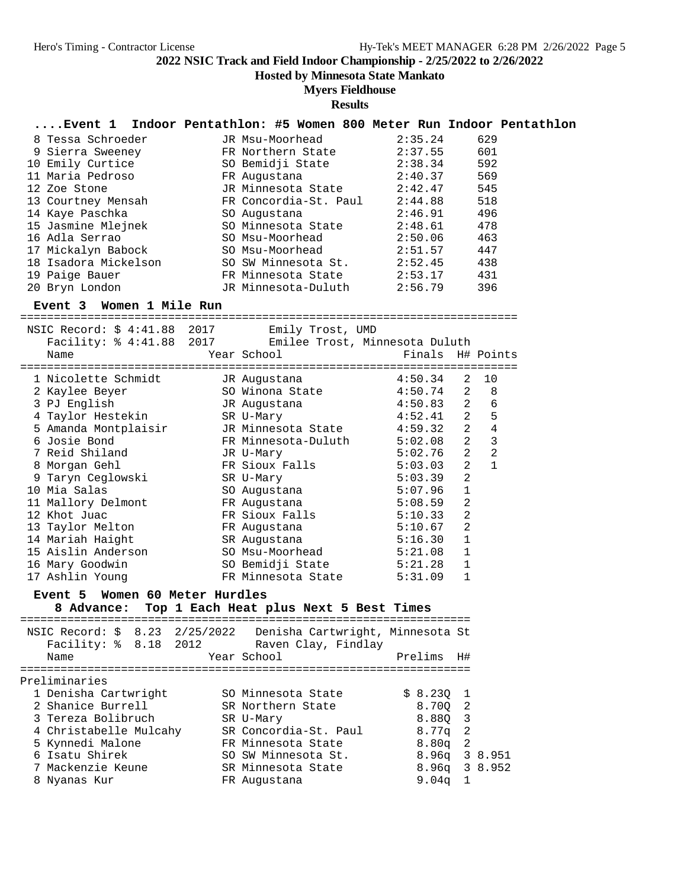## 2022 NSIC Track and Field Indoor Championship - 2/25/2022 to 2/26/2022

### Hosted by Minnesota State Mankato

### Myers Fieldhouse

### Results

#### ....Event 1 Indoor Pentathlon: #5 Women 800 Meter Run Indoor Pentathlon

| Place | Name | Year | School | Finals | Points |
|---|---|---|---|---|---|
| 8 | Tessa Schroeder | JR | Msu-Moorhead | 2:35.24 | 629 |
| 9 | Sierra Sweeney | FR | Northern State | 2:37.55 | 601 |
| 10 | Emily Curtice | SO | Bemidji State | 2:38.34 | 592 |
| 11 | Maria Pedroso | FR | Augustana | 2:40.37 | 569 |
| 12 | Zoe Stone | JR | Minnesota State | 2:42.47 | 545 |
| 13 | Courtney Mensah | FR | Concordia-St. Paul | 2:44.88 | 518 |
| 14 | Kaye Paschka | SO | Augustana | 2:46.91 | 496 |
| 15 | Jasmine Mlejnek | SO | Minnesota State | 2:48.61 | 478 |
| 16 | Adla Serrao | SO | Msu-Moorhead | 2:50.06 | 463 |
| 17 | Mickalyn Babock | SO | Msu-Moorhead | 2:51.57 | 447 |
| 18 | Isadora Mickelson | SO | SW Minnesota St. | 2:52.45 | 438 |
| 19 | Paige Bauer | FR | Minnesota State | 2:53.17 | 431 |
| 20 | Bryn London | JR | Minnesota-Duluth | 2:56.79 | 396 |

#### Event 3 Women 1 Mile Run

NSIC Record: $ 4:41.88 2017 Emily Trost, UMD
Facility: % 4:41.88 2017 Emilee Trost, Minnesota Duluth

| Place | Name | Year | School | Finals | H# | Points |
|---|---|---|---|---|---|---|
| 1 | Nicolette Schmidt | JR | Augustana | 4:50.34 | 2 | 10 |
| 2 | Kaylee Beyer | SO | Winona State | 4:50.74 | 2 | 8 |
| 3 | PJ English | JR | Augustana | 4:50.83 | 2 | 6 |
| 4 | Taylor Hestekin | SR | U-Mary | 4:52.41 | 2 | 5 |
| 5 | Amanda Montplaisir | JR | Minnesota State | 4:59.32 | 2 | 4 |
| 6 | Josie Bond | FR | Minnesota-Duluth | 5:02.08 | 2 | 3 |
| 7 | Reid Shiland | JR | U-Mary | 5:02.76 | 2 | 2 |
| 8 | Morgan Gehl | FR | Sioux Falls | 5:03.03 | 2 | 1 |
| 9 | Taryn Ceglowski | SR | U-Mary | 5:03.39 | 2 | |
| 10 | Mia Salas | SO | Augustana | 5:07.96 | 1 | |
| 11 | Mallory Delmont | FR | Augustana | 5:08.59 | 2 | |
| 12 | Khot Juac | FR | Sioux Falls | 5:10.33 | 2 | |
| 13 | Taylor Melton | FR | Augustana | 5:10.67 | 2 | |
| 14 | Mariah Haight | SR | Augustana | 5:16.30 | 1 | |
| 15 | Aislin Anderson | SO | Msu-Moorhead | 5:21.08 | 1 | |
| 16 | Mary Goodwin | SO | Bemidji State | 5:21.28 | 1 | |
| 17 | Ashlin Young | FR | Minnesota State | 5:31.09 | 1 | |

#### Event 5 Women 60 Meter Hurdles

8 Advance: Top 1 Each Heat plus Next 5 Best Times

NSIC Record: $ 8.23 2/25/2022 Denisha Cartwright, Minnesota St
Facility: % 8.18 2012 Raven Clay, Findlay

Preliminaries

| Place | Name | Year | School | Prelims | H# | |
|---|---|---|---|---|---|---|
| 1 | Denisha Cartwright | SO | Minnesota State | $ 8.23Q | 1 | |
| 2 | Shanice Burrell | SR | Northern State | 8.70Q | 2 | |
| 3 | Tereza Bolibruch | SR | U-Mary | 8.88Q | 3 | |
| 4 | Christabelle Mulcahy | SR | Concordia-St. Paul | 8.77q | 2 | |
| 5 | Kynnedi Malone | FR | Minnesota State | 8.80q | 2 | |
| 6 | Isatu Shirek | SO | SW Minnesota St. | 8.96q | 3 | 8.951 |
| 7 | Mackenzie Keune | SR | Minnesota State | 8.96q | 3 | 8.952 |
| 8 | Nyanas Kur | FR | Augustana | 9.04q | 1 | |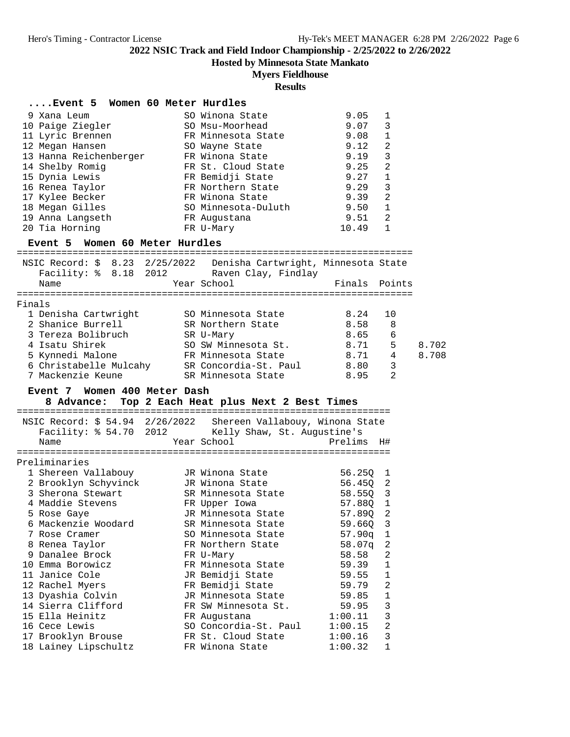## 2022 NSIC Track and Field Indoor Championship - 2/25/2022 to 2/26/2022

**Hosted by Minnesota State Mankato**

**Myers Fieldhouse**

**Results**

### ....Event 5 Women 60 Meter Hurdles

| Place | Name | Year | School | Prelims | H# |
|---|---|---|---|---|---|
| 9 | Xana Leum | SO | Winona State | 9.05 | 1 |
| 10 | Paige Ziegler | SO | Msu-Moorhead | 9.07 | 3 |
| 11 | Lyric Brennen | FR | Minnesota State | 9.08 | 1 |
| 12 | Megan Hansen | SO | Wayne State | 9.12 | 2 |
| 13 | Hanna Reichenberger | FR | Winona State | 9.19 | 3 |
| 14 | Shelby Romig | FR | St. Cloud State | 9.25 | 2 |
| 15 | Dynia Lewis | FR | Bemidji State | 9.27 | 1 |
| 16 | Renea Taylor | FR | Northern State | 9.29 | 3 |
| 17 | Kylee Becker | FR | Winona State | 9.39 | 2 |
| 18 | Megan Gilles | SO | Minnesota-Duluth | 9.50 | 1 |
| 19 | Anna Langseth | FR | Augustana | 9.51 | 2 |
| 20 | Tia Horning | FR | U-Mary | 10.49 | 1 |

### Event 5 Women 60 Meter Hurdles

NSIC Record: $ 8.23 2/25/2022 Denisha Cartwright, Minnesota State
Facility: % 8.18 2012 Raven Clay, Findlay

**Finals**

| Place | Name | Year | School | Finals | Points | |
|---|---|---|---|---|---|---|
| 1 | Denisha Cartwright | SO | Minnesota State | 8.24 | 10 | |
| 2 | Shanice Burrell | SR | Northern State | 8.58 | 8 | |
| 3 | Tereza Bolibruch | SR | U-Mary | 8.65 | 6 | |
| 4 | Isatu Shirek | SO | SW Minnesota St. | 8.71 | 5 | 8.702 |
| 5 | Kynnedi Malone | FR | Minnesota State | 8.71 | 4 | 8.708 |
| 6 | Christabelle Mulcahy | SR | Concordia-St. Paul | 8.80 | 3 | |
| 7 | Mackenzie Keune | SR | Minnesota State | 8.95 | 2 | |

### Event 7 Women 400 Meter Dash

**8 Advance: Top 2 Each Heat plus Next 2 Best Times**

NSIC Record: $ 54.94 2/26/2022 Shereen Vallabouy, Winona State
Facility: % 54.70 2012 Kelly Shaw, St. Augustine's

**Preliminaries**

| Place | Name | Year | School | Prelims | H# |
|---|---|---|---|---|---|
| 1 | Shereen Vallabouy | JR | Winona State | 56.25Q | 1 |
| 2 | Brooklyn Schyvinck | JR | Winona State | 56.45Q | 2 |
| 3 | Sherona Stewart | SR | Minnesota State | 58.55Q | 3 |
| 4 | Maddie Stevens | FR | Upper Iowa | 57.88Q | 1 |
| 5 | Rose Gaye | JR | Minnesota State | 57.89Q | 2 |
| 6 | Mackenzie Woodard | SR | Minnesota State | 59.66Q | 3 |
| 7 | Rose Cramer | SO | Minnesota State | 57.90q | 1 |
| 8 | Renea Taylor | FR | Northern State | 58.07q | 2 |
| 9 | Danalee Brock | FR | U-Mary | 58.58 | 2 |
| 10 | Emma Borowicz | FR | Minnesota State | 59.39 | 1 |
| 11 | Janice Cole | JR | Bemidji State | 59.55 | 1 |
| 12 | Rachel Myers | FR | Bemidji State | 59.79 | 2 |
| 13 | Dyashia Colvin | JR | Minnesota State | 59.85 | 1 |
| 14 | Sierra Clifford | FR | SW Minnesota St. | 59.95 | 3 |
| 15 | Ella Heinitz | FR | Augustana | 1:00.11 | 3 |
| 16 | Cece Lewis | SO | Concordia-St. Paul | 1:00.15 | 2 |
| 17 | Brooklyn Brouse | FR | St. Cloud State | 1:00.16 | 3 |
| 18 | Lainey Lipschultz | FR | Winona State | 1:00.32 | 1 |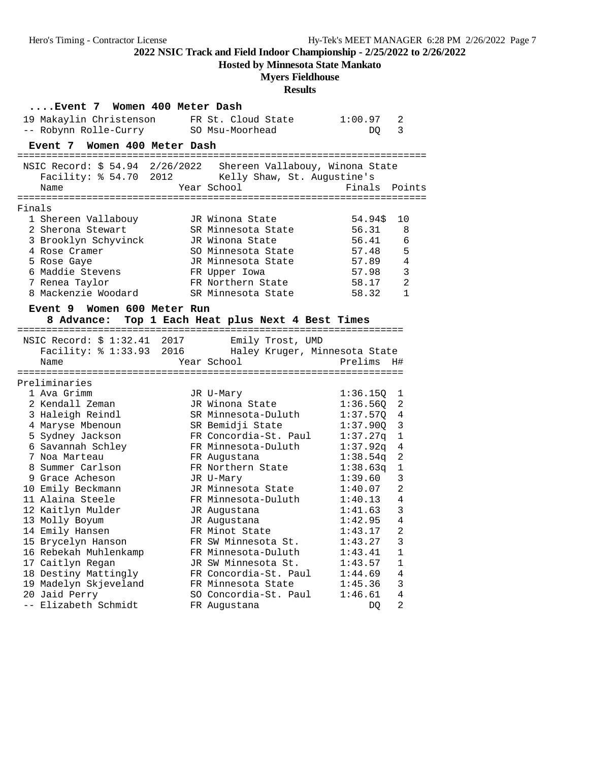## 2022 NSIC Track and Field Indoor Championship - 2/25/2022 to 2/26/2022

**Hosted by Minnesota State Mankato**

**Myers Fieldhouse**

**Results**

### ....Event 7 Women 400 Meter Dash

| Place | Name | Year | School | Finals | H# |
|---|---|---|---|---|---|
| 19 | Makaylin Christenson | FR | St. Cloud State | 1:00.97 | 2 |
| -- | Robynn Rolle-Curry | SO | Msu-Moorhead | DQ | 3 |

### Event 7 Women 400 Meter Dash

NSIC Record: $ 54.94 2/26/2022 Shereen Vallabouy, Winona State
Facility: % 54.70 2012 Kelly Shaw, St. Augustine's

Finals

| Place | Name | Year | School | Finals | Points |
|---|---|---|---|---|---|
| 1 | Shereen Vallabouy | JR | Winona State | 54.94$ | 10 |
| 2 | Sherona Stewart | SR | Minnesota State | 56.31 | 8 |
| 3 | Brooklyn Schyvinck | JR | Winona State | 56.41 | 6 |
| 4 | Rose Cramer | SO | Minnesota State | 57.48 | 5 |
| 5 | Rose Gaye | JR | Minnesota State | 57.89 | 4 |
| 6 | Maddie Stevens | FR | Upper Iowa | 57.98 | 3 |
| 7 | Renea Taylor | FR | Northern State | 58.17 | 2 |
| 8 | Mackenzie Woodard | SR | Minnesota State | 58.32 | 1 |

### Event 9 Women 600 Meter Run

**8 Advance: Top 1 Each Heat plus Next 4 Best Times**

NSIC Record: $ 1:32.41 2017 Emily Trost, UMD
Facility: % 1:33.93 2016 Haley Kruger, Minnesota State

Preliminaries

| Place | Name | Year | School | Prelims | H# |
|---|---|---|---|---|---|
| 1 | Ava Grimm | JR | U-Mary | 1:36.15Q | 1 |
| 2 | Kendall Zeman | JR | Winona State | 1:36.56Q | 2 |
| 3 | Haleigh Reindl | SR | Minnesota-Duluth | 1:37.57Q | 4 |
| 4 | Maryse Mbenoun | SR | Bemidji State | 1:37.90Q | 3 |
| 5 | Sydney Jackson | FR | Concordia-St. Paul | 1:37.27q | 1 |
| 6 | Savannah Schley | FR | Minnesota-Duluth | 1:37.92q | 4 |
| 7 | Noa Marteau | FR | Augustana | 1:38.54q | 2 |
| 8 | Summer Carlson | FR | Northern State | 1:38.63q | 1 |
| 9 | Grace Acheson | JR | U-Mary | 1:39.60 | 3 |
| 10 | Emily Beckmann | JR | Minnesota State | 1:40.07 | 2 |
| 11 | Alaina Steele | FR | Minnesota-Duluth | 1:40.13 | 4 |
| 12 | Kaitlyn Mulder | JR | Augustana | 1:41.63 | 3 |
| 13 | Molly Boyum | JR | Augustana | 1:42.95 | 4 |
| 14 | Emily Hansen | FR | Minot State | 1:43.17 | 2 |
| 15 | Brycelyn Hanson | FR | SW Minnesota St. | 1:43.27 | 3 |
| 16 | Rebekah Muhlenkamp | FR | Minnesota-Duluth | 1:43.41 | 1 |
| 17 | Caitlyn Regan | JR | SW Minnesota St. | 1:43.57 | 1 |
| 18 | Destiny Mattingly | FR | Concordia-St. Paul | 1:44.69 | 4 |
| 19 | Madelyn Skjeveland | FR | Minnesota State | 1:45.36 | 3 |
| 20 | Jaid Perry | SO | Concordia-St. Paul | 1:46.61 | 4 |
| -- | Elizabeth Schmidt | FR | Augustana | DQ | 2 |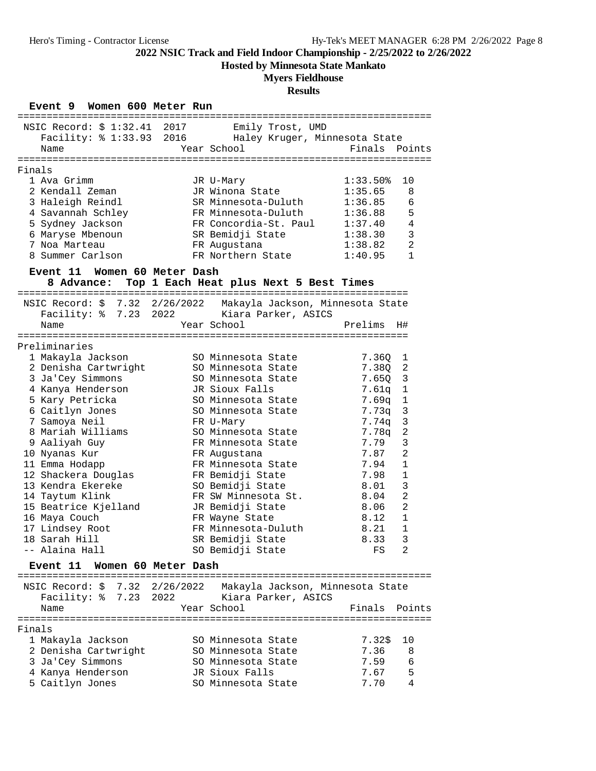## 2022 NSIC Track and Field Indoor Championship - 2/25/2022 to 2/26/2022

**Hosted by Minnesota State Mankato**

**Myers Fieldhouse**

**Results**

### Event 9 Women 600 Meter Run

NSIC Record: $ 1:32.41 2017 Emily Trost, UMD
Facility: % 1:33.93 2016 Haley Kruger, Minnesota State

**Finals**

| Place | Name | Year | School | Finals | Points |
|---|---|---|---|---|---|
| 1 | Ava Grimm | JR | U-Mary | 1:33.50% | 10 |
| 2 | Kendall Zeman | JR | Winona State | 1:35.65 | 8 |
| 3 | Haleigh Reindl | SR | Minnesota-Duluth | 1:36.85 | 6 |
| 4 | Savannah Schley | FR | Minnesota-Duluth | 1:36.88 | 5 |
| 5 | Sydney Jackson | FR | Concordia-St. Paul | 1:37.40 | 4 |
| 6 | Maryse Mbenoun | SR | Bemidji State | 1:38.30 | 3 |
| 7 | Noa Marteau | FR | Augustana | 1:38.82 | 2 |
| 8 | Summer Carlson | FR | Northern State | 1:40.95 | 1 |

### Event 11 Women 60 Meter Dash

**8 Advance: Top 1 Each Heat plus Next 5 Best Times**

NSIC Record: $ 7.32 2/26/2022 Makayla Jackson, Minnesota State
Facility: % 7.23 2022 Kiara Parker, ASICS

**Preliminaries**

| Place | Name | Year | School | Prelims | H# |
|---|---|---|---|---|---|
| 1 | Makayla Jackson | SO | Minnesota State | 7.36Q | 1 |
| 2 | Denisha Cartwright | SO | Minnesota State | 7.38Q | 2 |
| 3 | Ja'Cey Simmons | SO | Minnesota State | 7.65Q | 3 |
| 4 | Kanya Henderson | JR | Sioux Falls | 7.61q | 1 |
| 5 | Kary Petricka | SO | Minnesota State | 7.69q | 1 |
| 6 | Caitlyn Jones | SO | Minnesota State | 7.73q | 3 |
| 7 | Samoya Neil | FR | U-Mary | 7.74q | 3 |
| 8 | Mariah Williams | SO | Minnesota State | 7.78q | 2 |
| 9 | Aaliyah Guy | FR | Minnesota State | 7.79 | 3 |
| 10 | Nyanas Kur | FR | Augustana | 7.87 | 2 |
| 11 | Emma Hodapp | FR | Minnesota State | 7.94 | 1 |
| 12 | Shackera Douglas | FR | Bemidji State | 7.98 | 1 |
| 13 | Kendra Ekereke | SO | Bemidji State | 8.01 | 3 |
| 14 | Taytum Klink | FR | SW Minnesota St. | 8.04 | 2 |
| 15 | Beatrice Kjelland | JR | Bemidji State | 8.06 | 2 |
| 16 | Maya Couch | FR | Wayne State | 8.12 | 1 |
| 17 | Lindsey Root | FR | Minnesota-Duluth | 8.21 | 1 |
| 18 | Sarah Hill | SR | Bemidji State | 8.33 | 3 |
| -- | Alaina Hall | SO | Bemidji State | FS | 2 |

### Event 11 Women 60 Meter Dash

NSIC Record: $ 7.32 2/26/2022 Makayla Jackson, Minnesota State
Facility: % 7.23 2022 Kiara Parker, ASICS

**Finals**

| Place | Name | Year | School | Finals | Points |
|---|---|---|---|---|---|
| 1 | Makayla Jackson | SO | Minnesota State | 7.32$ | 10 |
| 2 | Denisha Cartwright | SO | Minnesota State | 7.36 | 8 |
| 3 | Ja'Cey Simmons | SO | Minnesota State | 7.59 | 6 |
| 4 | Kanya Henderson | JR | Sioux Falls | 7.67 | 5 |
| 5 | Caitlyn Jones | SO | Minnesota State | 7.70 | 4 |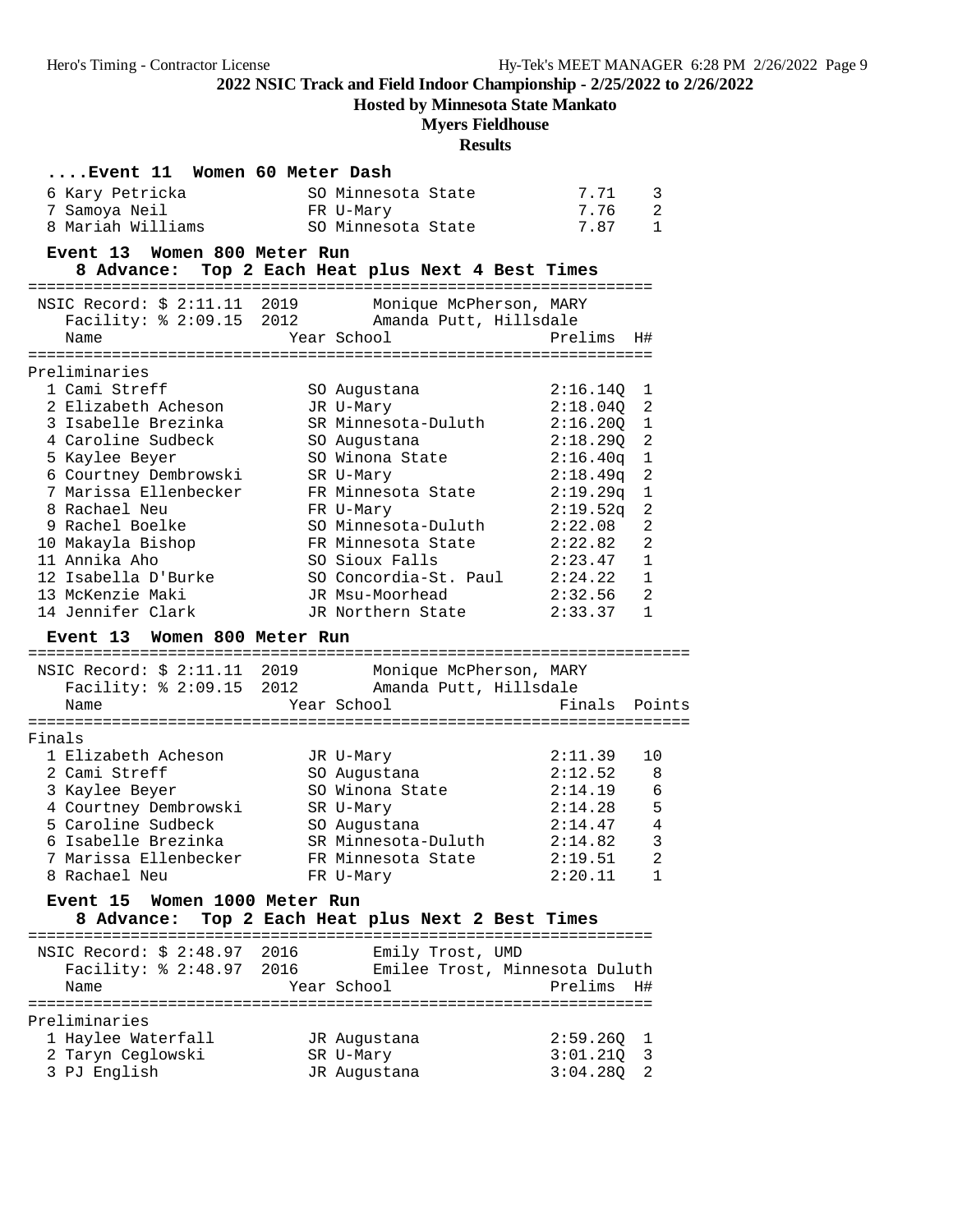## 2022 NSIC Track and Field Indoor Championship - 2/25/2022 to 2/26/2022

**Hosted by Minnesota State Mankato**

**Myers Fieldhouse**

**Results**

### ....Event 11 Women 60 Meter Dash

| Place | Name | Year | School | Finals | Points |
|---|---|---|---|---|---|
| 6 | Kary Petricka | SO | Minnesota State | 7.71 | 3 |
| 7 | Samoya Neil | FR | U-Mary | 7.76 | 2 |
| 8 | Mariah Williams | SO | Minnesota State | 7.87 | 1 |

### Event 13 Women 800 Meter Run

**8 Advance: Top 2 Each Heat plus Next 4 Best Times**

NSIC Record: $ 2:11.11 2019 Monique McPherson, MARY
Facility: % 2:09.15 2012 Amanda Putt, Hillsdale

Preliminaries

| Place | Name | Year | School | Prelims | H# |
|---|---|---|---|---|---|
| 1 | Cami Streff | SO | Augustana | 2:16.14Q | 1 |
| 2 | Elizabeth Acheson | JR | U-Mary | 2:18.04Q | 2 |
| 3 | Isabelle Brezinka | SR | Minnesota-Duluth | 2:16.20Q | 1 |
| 4 | Caroline Sudbeck | SO | Augustana | 2:18.29Q | 2 |
| 5 | Kaylee Beyer | SO | Winona State | 2:16.40q | 1 |
| 6 | Courtney Dembrowski | SR | U-Mary | 2:18.49q | 2 |
| 7 | Marissa Ellenbecker | FR | Minnesota State | 2:19.29q | 1 |
| 8 | Rachael Neu | FR | U-Mary | 2:19.52q | 2 |
| 9 | Rachel Boelke | SO | Minnesota-Duluth | 2:22.08 | 2 |
| 10 | Makayla Bishop | FR | Minnesota State | 2:22.82 | 2 |
| 11 | Annika Aho | SO | Sioux Falls | 2:23.47 | 1 |
| 12 | Isabella D'Burke | SO | Concordia-St. Paul | 2:24.22 | 1 |
| 13 | McKenzie Maki | JR | Msu-Moorhead | 2:32.56 | 2 |
| 14 | Jennifer Clark | JR | Northern State | 2:33.37 | 1 |

### Event 13 Women 800 Meter Run

NSIC Record: $ 2:11.11 2019 Monique McPherson, MARY
Facility: % 2:09.15 2012 Amanda Putt, Hillsdale

Finals

| Place | Name | Year | School | Finals | Points |
|---|---|---|---|---|---|
| 1 | Elizabeth Acheson | JR | U-Mary | 2:11.39 | 10 |
| 2 | Cami Streff | SO | Augustana | 2:12.52 | 8 |
| 3 | Kaylee Beyer | SO | Winona State | 2:14.19 | 6 |
| 4 | Courtney Dembrowski | SR | U-Mary | 2:14.28 | 5 |
| 5 | Caroline Sudbeck | SO | Augustana | 2:14.47 | 4 |
| 6 | Isabelle Brezinka | SR | Minnesota-Duluth | 2:14.82 | 3 |
| 7 | Marissa Ellenbecker | FR | Minnesota State | 2:19.51 | 2 |
| 8 | Rachael Neu | FR | U-Mary | 2:20.11 | 1 |

### Event 15 Women 1000 Meter Run

**8 Advance: Top 2 Each Heat plus Next 2 Best Times**

NSIC Record: $ 2:48.97 2016 Emily Trost, UMD
Facility: % 2:48.97 2016 Emilee Trost, Minnesota Duluth

Preliminaries

| Place | Name | Year | School | Prelims | H# |
|---|---|---|---|---|---|
| 1 | Haylee Waterfall | JR | Augustana | 2:59.26Q | 1 |
| 2 | Taryn Ceglowski | SR | U-Mary | 3:01.21Q | 3 |
| 3 | PJ English | JR | Augustana | 3:04.28Q | 2 |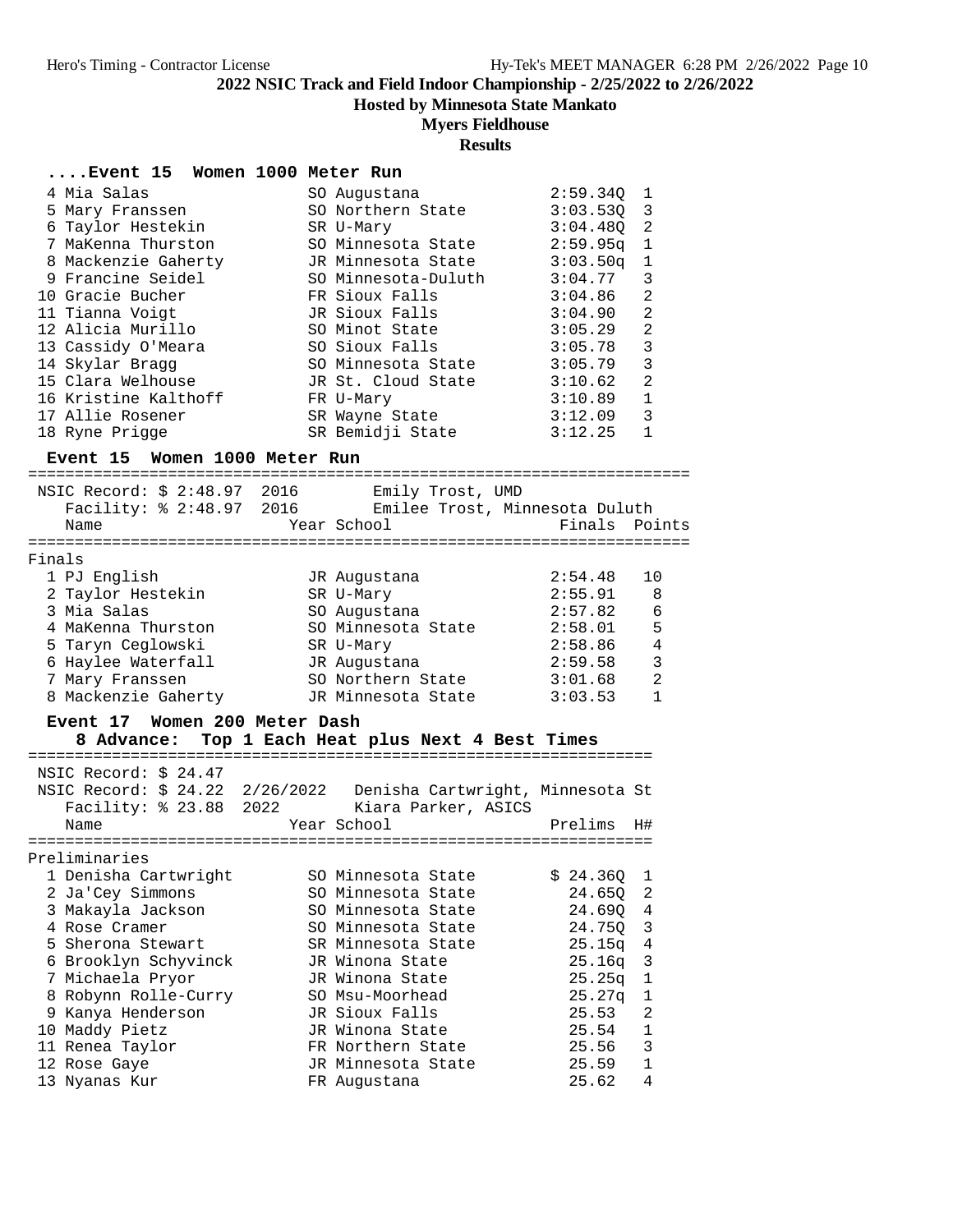2022 NSIC Track and Field Indoor Championship - 2/25/2022 to 2/26/2022

Hosted by Minnesota State Mankato

Myers Fieldhouse

Results

### ....Event 15 Women 1000 Meter Run

| | Name | Year | School | Prelims | H# |
|---|---|---|---|---|---|
| 4 | Mia Salas | SO | Augustana | 2:59.34Q | 1 |
| 5 | Mary Franssen | SO | Northern State | 3:03.53Q | 3 |
| 6 | Taylor Hestekin | SR | U-Mary | 3:04.48Q | 2 |
| 7 | MaKenna Thurston | SO | Minnesota State | 2:59.95q | 1 |
| 8 | Mackenzie Gaherty | JR | Minnesota State | 3:03.50q | 1 |
| 9 | Francine Seidel | SO | Minnesota-Duluth | 3:04.77 | 3 |
| 10 | Gracie Bucher | FR | Sioux Falls | 3:04.86 | 2 |
| 11 | Tianna Voigt | JR | Sioux Falls | 3:04.90 | 2 |
| 12 | Alicia Murillo | SO | Minot State | 3:05.29 | 2 |
| 13 | Cassidy O'Meara | SO | Sioux Falls | 3:05.78 | 3 |
| 14 | Skylar Bragg | SO | Minnesota State | 3:05.79 | 3 |
| 15 | Clara Welhouse | JR | St. Cloud State | 3:10.62 | 2 |
| 16 | Kristine Kalthoff | FR | U-Mary | 3:10.89 | 1 |
| 17 | Allie Rosener | SR | Wayne State | 3:12.09 | 3 |
| 18 | Ryne Prigge | SR | Bemidji State | 3:12.25 | 1 |

### Event 15 Women 1000 Meter Run

NSIC Record: $ 2:48.97 2016 Emily Trost, UMD
Facility: % 2:48.97 2016 Emilee Trost, Minnesota Duluth

**Finals**

| | Name | Year | School | Finals | Points |
|---|---|---|---|---|---|
| 1 | PJ English | JR | Augustana | 2:54.48 | 10 |
| 2 | Taylor Hestekin | SR | U-Mary | 2:55.91 | 8 |
| 3 | Mia Salas | SO | Augustana | 2:57.82 | 6 |
| 4 | MaKenna Thurston | SO | Minnesota State | 2:58.01 | 5 |
| 5 | Taryn Ceglowski | SR | U-Mary | 2:58.86 | 4 |
| 6 | Haylee Waterfall | JR | Augustana | 2:59.58 | 3 |
| 7 | Mary Franssen | SO | Northern State | 3:01.68 | 2 |
| 8 | Mackenzie Gaherty | JR | Minnesota State | 3:03.53 | 1 |

### Event 17 Women 200 Meter Dash

**8 Advance: Top 1 Each Heat plus Next 4 Best Times**

NSIC Record: $ 24.47
NSIC Record: $ 24.22 2/26/2022 Denisha Cartwright, Minnesota St
Facility: % 23.88 2022 Kiara Parker, ASICS

**Preliminaries**

| | Name | Year | School | Prelims | H# |
|---|---|---|---|---|---|
| 1 | Denisha Cartwright | SO | Minnesota State | $ 24.36Q | 1 |
| 2 | Ja'Cey Simmons | SO | Minnesota State | 24.65Q | 2 |
| 3 | Makayla Jackson | SO | Minnesota State | 24.69Q | 4 |
| 4 | Rose Cramer | SO | Minnesota State | 24.75Q | 3 |
| 5 | Sherona Stewart | SR | Minnesota State | 25.15q | 4 |
| 6 | Brooklyn Schyvinck | JR | Winona State | 25.16q | 3 |
| 7 | Michaela Pryor | JR | Winona State | 25.25q | 1 |
| 8 | Robynn Rolle-Curry | SO | Msu-Moorhead | 25.27q | 1 |
| 9 | Kanya Henderson | JR | Sioux Falls | 25.53 | 2 |
| 10 | Maddy Pietz | JR | Winona State | 25.54 | 1 |
| 11 | Renea Taylor | FR | Northern State | 25.56 | 3 |
| 12 | Rose Gaye | JR | Minnesota State | 25.59 | 1 |
| 13 | Nyanas Kur | FR | Augustana | 25.62 | 4 |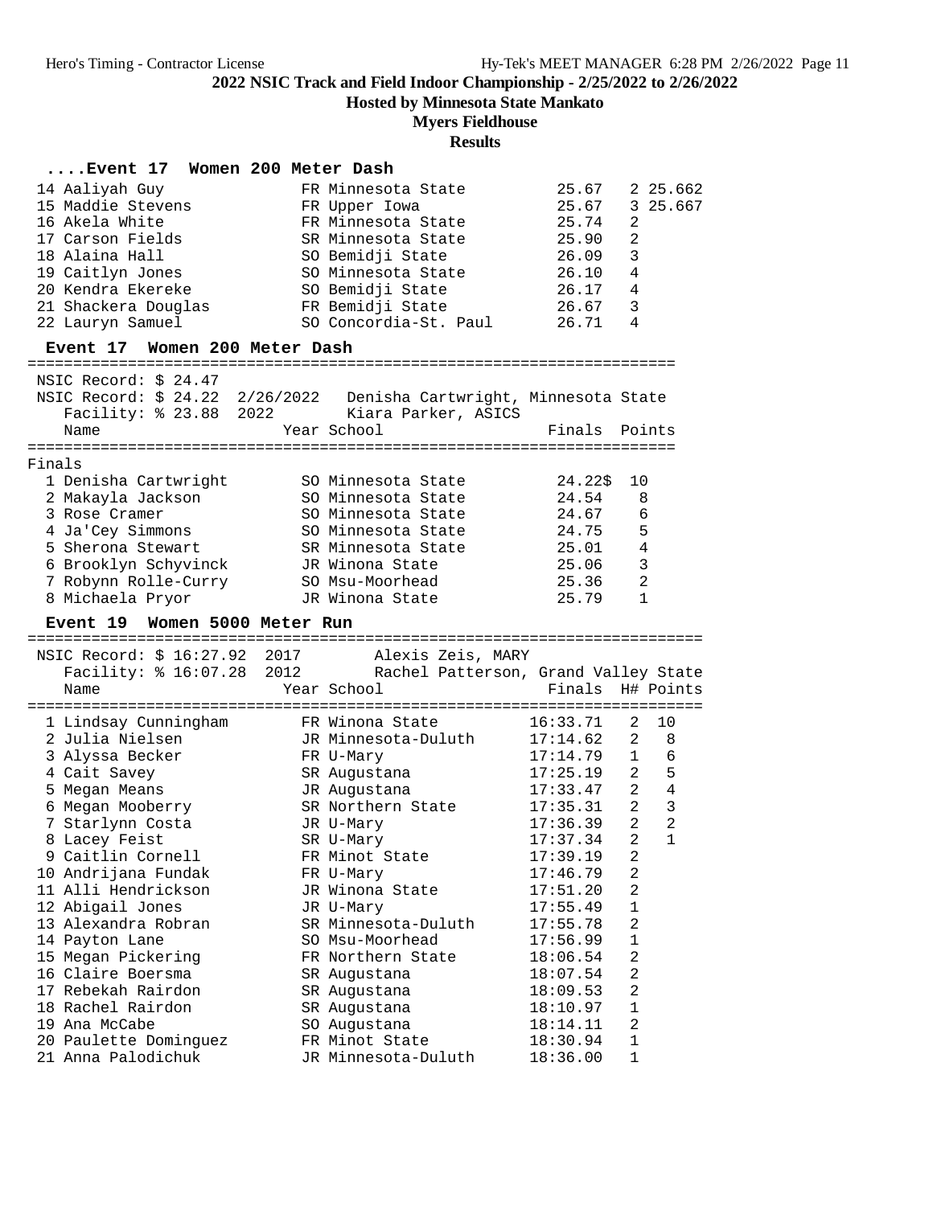2022 NSIC Track and Field Indoor Championship - 2/25/2022 to 2/26/2022

Hosted by Minnesota State Mankato

Myers Fieldhouse

Results

### ....Event 17 Women 200 Meter Dash

| Place | Name | Year | School | Finals | H# | Tiebreak |
|---|---|---|---|---|---|---|
| 14 | Aaliyah Guy | FR | Minnesota State | 25.67 | 2 | 25.662 |
| 15 | Maddie Stevens | FR | Upper Iowa | 25.67 | 3 | 25.667 |
| 16 | Akela White | FR | Minnesota State | 25.74 | 2 | |
| 17 | Carson Fields | SR | Minnesota State | 25.90 | 2 | |
| 18 | Alaina Hall | SO | Bemidji State | 26.09 | 3 | |
| 19 | Caitlyn Jones | SO | Minnesota State | 26.10 | 4 | |
| 20 | Kendra Ekereke | SO | Bemidji State | 26.17 | 4 | |
| 21 | Shackera Douglas | FR | Bemidji State | 26.67 | 3 | |
| 22 | Lauryn Samuel | SO | Concordia-St. Paul | 26.71 | 4 | |

### Event 17 Women 200 Meter Dash

NSIC Record: $ 24.47
NSIC Record: $ 24.22 2/26/2022 Denisha Cartwright, Minnesota State
Facility: % 23.88 2022 Kiara Parker, ASICS

Finals

| Place | Name | Year | School | Finals | Points |
|---|---|---|---|---|---|
| 1 | Denisha Cartwright | SO | Minnesota State | 24.22$ | 10 |
| 2 | Makayla Jackson | SO | Minnesota State | 24.54 | 8 |
| 3 | Rose Cramer | SO | Minnesota State | 24.67 | 6 |
| 4 | Ja'Cey Simmons | SO | Minnesota State | 24.75 | 5 |
| 5 | Sherona Stewart | SR | Minnesota State | 25.01 | 4 |
| 6 | Brooklyn Schyvinck | JR | Winona State | 25.06 | 3 |
| 7 | Robynn Rolle-Curry | SO | Msu-Moorhead | 25.36 | 2 |
| 8 | Michaela Pryor | JR | Winona State | 25.79 | 1 |

### Event 19 Women 5000 Meter Run

NSIC Record: $ 16:27.92 2017 Alexis Zeis, MARY
Facility: % 16:07.28 2012 Rachel Patterson, Grand Valley State

| Place | Name | Year | School | Finals | H# | Points |
|---|---|---|---|---|---|---|
| 1 | Lindsay Cunningham | FR | Winona State | 16:33.71 | 2 | 10 |
| 2 | Julia Nielsen | JR | Minnesota-Duluth | 17:14.62 | 2 | 8 |
| 3 | Alyssa Becker | FR | U-Mary | 17:14.79 | 1 | 6 |
| 4 | Cait Savey | SR | Augustana | 17:25.19 | 2 | 5 |
| 5 | Megan Means | JR | Augustana | 17:33.47 | 2 | 4 |
| 6 | Megan Mooberry | SR | Northern State | 17:35.31 | 2 | 3 |
| 7 | Starlynn Costa | JR | U-Mary | 17:36.39 | 2 | 2 |
| 8 | Lacey Feist | SR | U-Mary | 17:37.34 | 2 | 1 |
| 9 | Caitlin Cornell | FR | Minot State | 17:39.19 | 2 | |
| 10 | Andrijana Fundak | FR | U-Mary | 17:46.79 | 2 | |
| 11 | Alli Hendrickson | JR | Winona State | 17:51.20 | 2 | |
| 12 | Abigail Jones | JR | U-Mary | 17:55.49 | 1 | |
| 13 | Alexandra Robran | SR | Minnesota-Duluth | 17:55.78 | 2 | |
| 14 | Payton Lane | SO | Msu-Moorhead | 17:56.99 | 1 | |
| 15 | Megan Pickering | FR | Northern State | 18:06.54 | 2 | |
| 16 | Claire Boersma | SR | Augustana | 18:07.54 | 2 | |
| 17 | Rebekah Rairdon | SR | Augustana | 18:09.53 | 2 | |
| 18 | Rachel Rairdon | SR | Augustana | 18:10.97 | 1 | |
| 19 | Ana McCabe | SO | Augustana | 18:14.11 | 2 | |
| 20 | Paulette Dominguez | FR | Minot State | 18:30.94 | 1 | |
| 21 | Anna Palodichuk | JR | Minnesota-Duluth | 18:36.00 | 1 | |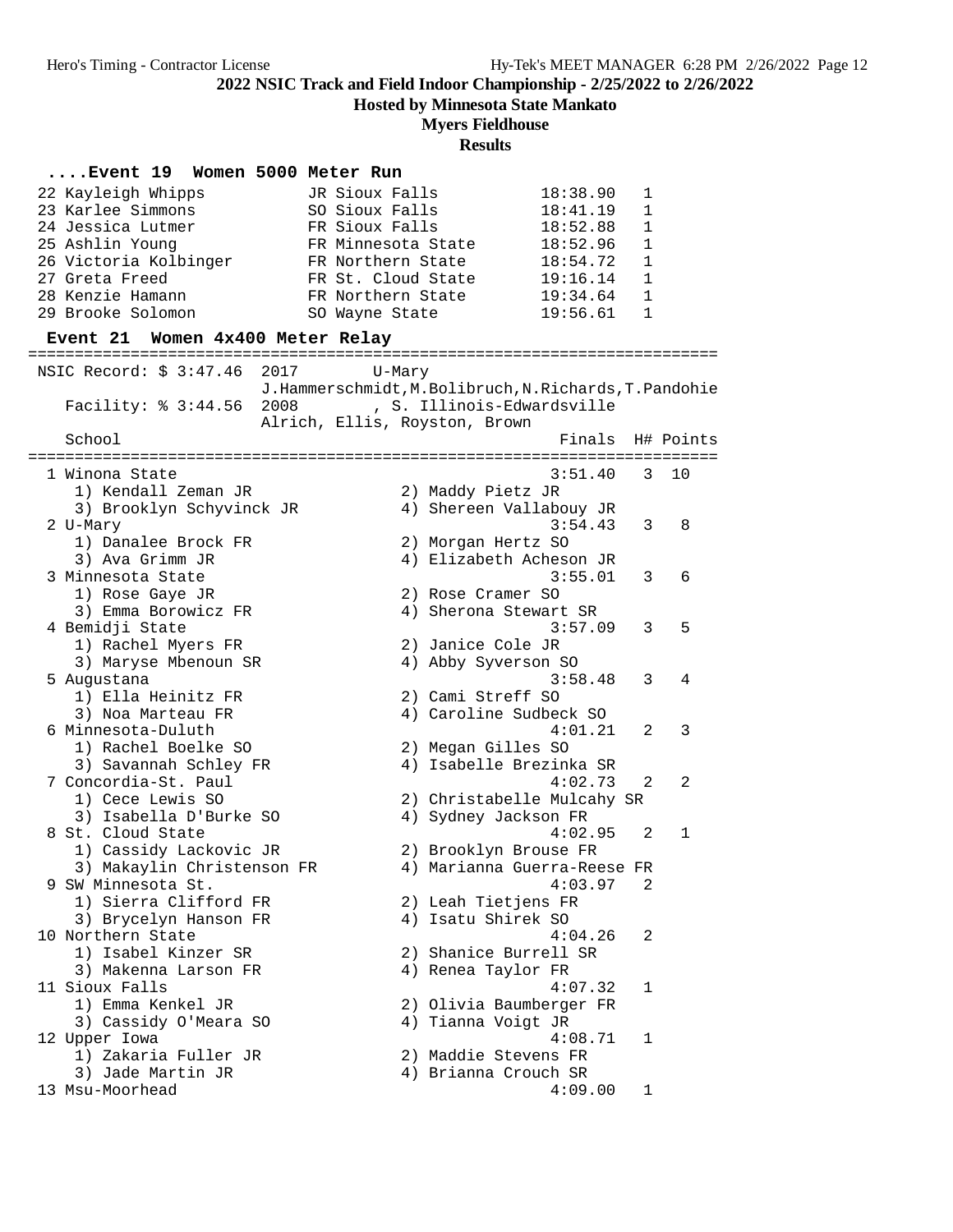# 2022 NSIC Track and Field Indoor Championship - 2/25/2022 to 2/26/2022

## Hosted by Minnesota State Mankato

## Myers Fieldhouse

## Results

### ....Event 19 Women 5000 Meter Run

| Place | Name | Year | School | Finals | H# |
|---|---|---|---|---|---|
| 22 | Kayleigh Whipps | JR | Sioux Falls | 18:38.90 | 1 |
| 23 | Karlee Simmons | SO | Sioux Falls | 18:41.19 | 1 |
| 24 | Jessica Lutmer | FR | Sioux Falls | 18:52.88 | 1 |
| 25 | Ashlin Young | FR | Minnesota State | 18:52.96 | 1 |
| 26 | Victoria Kolbinger | FR | Northern State | 18:54.72 | 1 |
| 27 | Greta Freed | FR | St. Cloud State | 19:16.14 | 1 |
| 28 | Kenzie Hamann | FR | Northern State | 19:34.64 | 1 |
| 29 | Brooke Solomon | SO | Wayne State | 19:56.61 | 1 |

### Event 21 Women 4x400 Meter Relay

NSIC Record: $ 3:47.46 2017 U-Mary
J.Hammerschmidt,M.Bolibruch,N.Richards,T.Pandohie

Facility: % 3:44.56 2008 , S. Illinois-Edwardsville
Alrich, Ellis, Royston, Brown

| Place | School | Finals | H# | Points |
|---|---|---|---|---|
| 1 | Winona State | 3:51.40 | 3 | 10 |
| | 1) Kendall Zeman JR, 2) Maddy Pietz JR, 3) Brooklyn Schyvinck JR, 4) Shereen Vallabouy JR | | | |
| 2 | U-Mary | 3:54.43 | 3 | 8 |
| | 1) Danalee Brock FR, 2) Morgan Hertz SO, 3) Ava Grimm JR, 4) Elizabeth Acheson JR | | | |
| 3 | Minnesota State | 3:55.01 | 3 | 6 |
| | 1) Rose Gaye JR, 2) Rose Cramer SO, 3) Emma Borowicz FR, 4) Sherona Stewart SR | | | |
| 4 | Bemidji State | 3:57.09 | 3 | 5 |
| | 1) Rachel Myers FR, 2) Janice Cole JR, 3) Maryse Mbenoun SR, 4) Abby Syverson SO | | | |
| 5 | Augustana | 3:58.48 | 3 | 4 |
| | 1) Ella Heinitz FR, 2) Cami Streff SO, 3) Noa Marteau FR, 4) Caroline Sudbeck SO | | | |
| 6 | Minnesota-Duluth | 4:01.21 | 2 | 3 |
| | 1) Rachel Boelke SO, 2) Megan Gilles SO, 3) Savannah Schley FR, 4) Isabelle Brezinka SR | | | |
| 7 | Concordia-St. Paul | 4:02.73 | 2 | 2 |
| | 1) Cece Lewis SO, 2) Christabelle Mulcahy SR, 3) Isabella D'Burke SO, 4) Sydney Jackson FR | | | |
| 8 | St. Cloud State | 4:02.95 | 2 | 1 |
| | 1) Cassidy Lackovic JR, 2) Brooklyn Brouse FR, 3) Makaylin Christenson FR, 4) Marianna Guerra-Reese FR | | | |
| 9 | SW Minnesota St. | 4:03.97 | 2 | |
| | 1) Sierra Clifford FR, 2) Leah Tietjens FR, 3) Brycelyn Hanson FR, 4) Isatu Shirek SO | | | |
| 10 | Northern State | 4:04.26 | 2 | |
| | 1) Isabel Kinzer SR, 2) Shanice Burrell SR, 3) Makenna Larson FR, 4) Renea Taylor FR | | | |
| 11 | Sioux Falls | 4:07.32 | 1 | |
| | 1) Emma Kenkel JR, 2) Olivia Baumberger FR, 3) Cassidy O'Meara SO, 4) Tianna Voigt JR | | | |
| 12 | Upper Iowa | 4:08.71 | 1 | |
| | 1) Zakaria Fuller JR, 2) Maddie Stevens FR, 3) Jade Martin JR, 4) Brianna Crouch SR | | | |
| 13 | Msu-Moorhead | 4:09.00 | 1 | |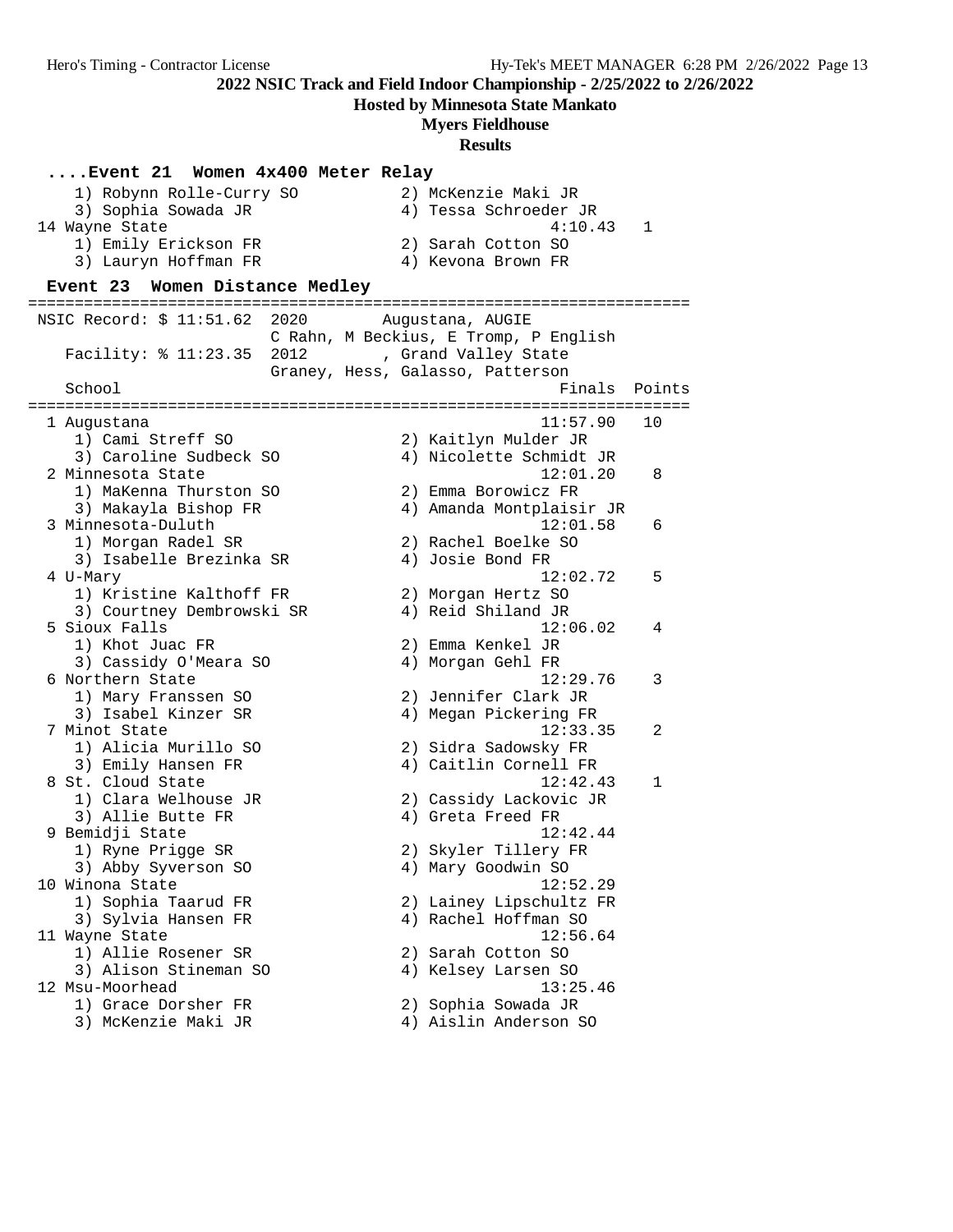## ....Event 21 Women 4x400 Meter Relay

| School | Finals | Points |
|---|---|---|
| 1) Robynn Rolle-Curry SO; 2) McKenzie Maki JR; 3) Sophia Sowada JR; 4) Tessa Schroeder JR | | |
| 14 Wayne State | 4:10.43 | 1 |
| 1) Emily Erickson FR; 2) Sarah Cotton SO; 3) Lauryn Hoffman FR; 4) Kevona Brown FR | | |

## Event 23 Women Distance Medley

NSIC Record: $ 11:51.62 2020 Augustana, AUGIE
C Rahn, M Beckius, E Tromp, P English

Facility: % 11:23.35 2012 , Grand Valley State
Graney, Hess, Galasso, Patterson

| School | Finals | Points |
|---|---|---|
| 1 Augustana | 11:57.90 | 10 |
| 1) Cami Streff SO; 2) Kaitlyn Mulder JR; 3) Caroline Sudbeck SO; 4) Nicolette Schmidt JR | | |
| 2 Minnesota State | 12:01.20 | 8 |
| 1) MaKenna Thurston SO; 2) Emma Borowicz FR; 3) Makayla Bishop FR; 4) Amanda Montplaisir JR | | |
| 3 Minnesota-Duluth | 12:01.58 | 6 |
| 1) Morgan Radel SR; 2) Rachel Boelke SO; 3) Isabelle Brezinka SR; 4) Josie Bond FR | | |
| 4 U-Mary | 12:02.72 | 5 |
| 1) Kristine Kalthoff FR; 2) Morgan Hertz SO; 3) Courtney Dembrowski SR; 4) Reid Shiland JR | | |
| 5 Sioux Falls | 12:06.02 | 4 |
| 1) Khot Juac FR; 2) Emma Kenkel JR; 3) Cassidy O'Meara SO; 4) Morgan Gehl FR | | |
| 6 Northern State | 12:29.76 | 3 |
| 1) Mary Franssen SO; 2) Jennifer Clark JR; 3) Isabel Kinzer SR; 4) Megan Pickering FR | | |
| 7 Minot State | 12:33.35 | 2 |
| 1) Alicia Murillo SO; 2) Sidra Sadowsky FR; 3) Emily Hansen FR; 4) Caitlin Cornell FR | | |
| 8 St. Cloud State | 12:42.43 | 1 |
| 1) Clara Welhouse JR; 2) Cassidy Lackovic JR; 3) Allie Butte FR; 4) Greta Freed FR | | |
| 9 Bemidji State | 12:42.44 | |
| 1) Ryne Prigge SR; 2) Skyler Tillery FR; 3) Abby Syverson SO; 4) Mary Goodwin SO | | |
| 10 Winona State | 12:52.29 | |
| 1) Sophia Taarud FR; 2) Lainey Lipschultz FR; 3) Sylvia Hansen FR; 4) Rachel Hoffman SO | | |
| 11 Wayne State | 12:56.64 | |
| 1) Allie Rosener SR; 2) Sarah Cotton SO; 3) Alison Stineman SO; 4) Kelsey Larsen SO | | |
| 12 Msu-Moorhead | 13:25.46 | |
| 1) Grace Dorsher FR; 2) Sophia Sowada JR; 3) McKenzie Maki JR; 4) Aislin Anderson SO | | |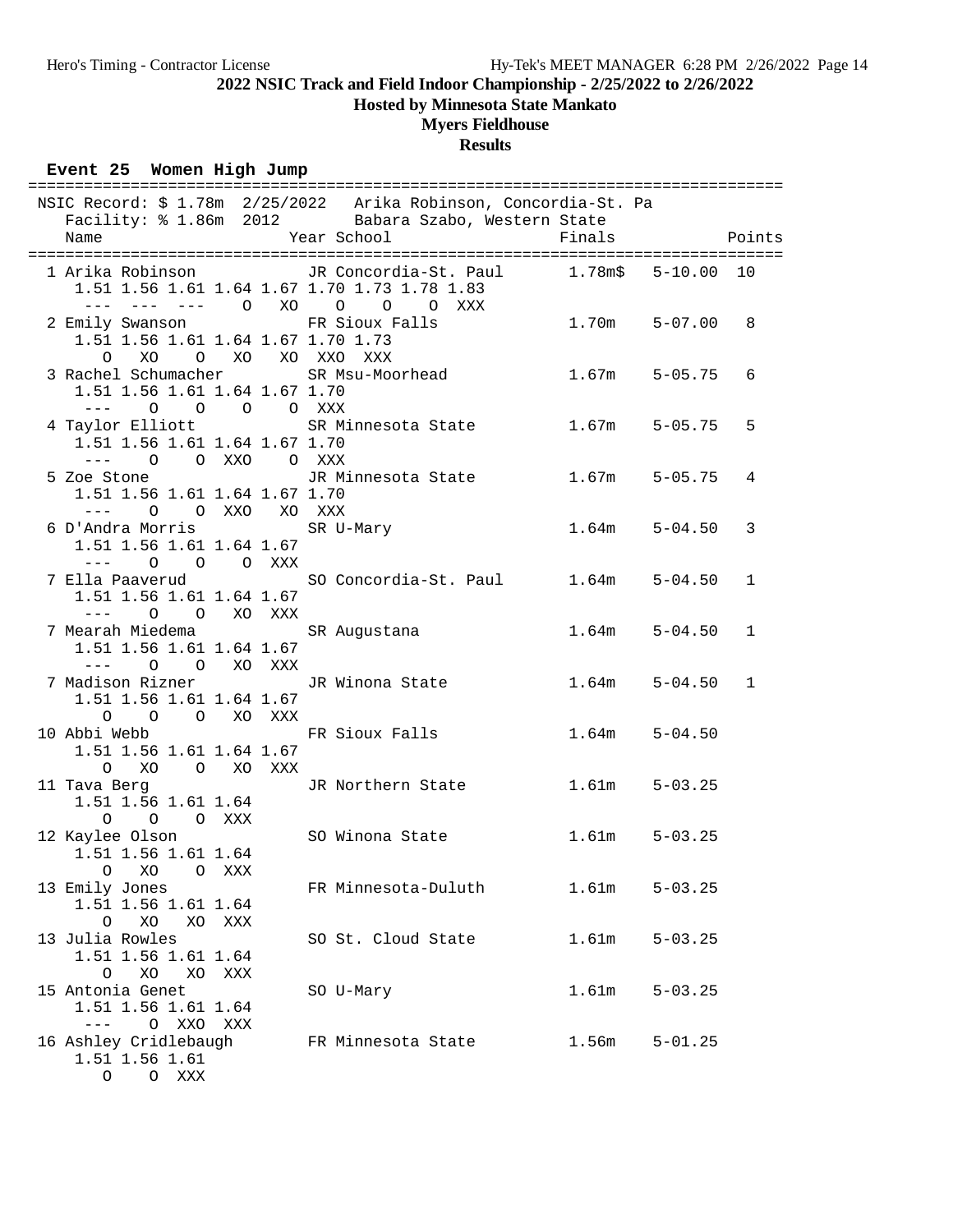# 2022 NSIC Track and Field Indoor Championship - 2/25/2022 to 2/26/2022

**Hosted by Minnesota State Mankato**

**Myers Fieldhouse**

**Results**

### Event 25 Women High Jump

```
================================================================================
 NSIC Record: $ 1.78m  2/25/2022   Arika Robinson, Concordia-St. Pa
   Facility: % 1.86m  2012        Babara Szabo, Western State
    Name                    Year School                 Finals            Points
================================================================================
  1 Arika Robinson           JR Concordia-St. Paul      1.78m$   5-10.00  10
     1.51 1.56 1.61 1.64 1.67 1.70 1.73 1.78 1.83
      ---  ---  ---    O   XO    O    O    O  XXX
  2 Emily Swanson            FR Sioux Falls             1.70m    5-07.00   8
     1.51 1.56 1.61 1.64 1.67 1.70 1.73
        O   XO    O   XO   XO  XXO  XXX
  3 Rachel Schumacher        SR Msu-Moorhead            1.67m    5-05.75   6
     1.51 1.56 1.61 1.64 1.67 1.70
      ---    O    O    O    O  XXX
  4 Taylor Elliott           SR Minnesota State         1.67m    5-05.75   5
     1.51 1.56 1.61 1.64 1.67 1.70
      ---    O    O  XXO    O  XXX
  5 Zoe Stone                JR Minnesota State         1.67m    5-05.75   4
     1.51 1.56 1.61 1.64 1.67 1.70
      ---    O    O  XXO   XO  XXX
  6 D'Andra Morris           SR U-Mary                  1.64m    5-04.50   3
     1.51 1.56 1.61 1.64 1.67
      ---    O    O    O  XXX
  7 Ella Paaverud            SO Concordia-St. Paul      1.64m    5-04.50   1
     1.51 1.56 1.61 1.64 1.67
      ---    O    O   XO  XXX
  7 Mearah Miedema           SR Augustana               1.64m    5-04.50   1
     1.51 1.56 1.61 1.64 1.67
      ---    O    O   XO  XXX
  7 Madison Rizner           JR Winona State            1.64m    5-04.50   1
     1.51 1.56 1.61 1.64 1.67
        O    O    O   XO  XXX
 10 Abbi Webb                FR Sioux Falls             1.64m    5-04.50
     1.51 1.56 1.61 1.64 1.67
        O   XO    O   XO  XXX
 11 Tava Berg                JR Northern State          1.61m    5-03.25
     1.51 1.56 1.61 1.64
        O    O    O  XXX
 12 Kaylee Olson             SO Winona State            1.61m    5-03.25
     1.51 1.56 1.61 1.64
        O   XO    O  XXX
 13 Emily Jones              FR Minnesota-Duluth        1.61m    5-03.25
     1.51 1.56 1.61 1.64
        O   XO   XO  XXX
 13 Julia Rowles             SO St. Cloud State         1.61m    5-03.25
     1.51 1.56 1.61 1.64
        O   XO   XO  XXX
 15 Antonia Genet            SO U-Mary                  1.61m    5-03.25
     1.51 1.56 1.61 1.64
      ---    O  XXO  XXX
 16 Ashley Cridlebaugh       FR Minnesota State         1.56m    5-01.25
     1.51 1.56 1.61
        O    O  XXX
```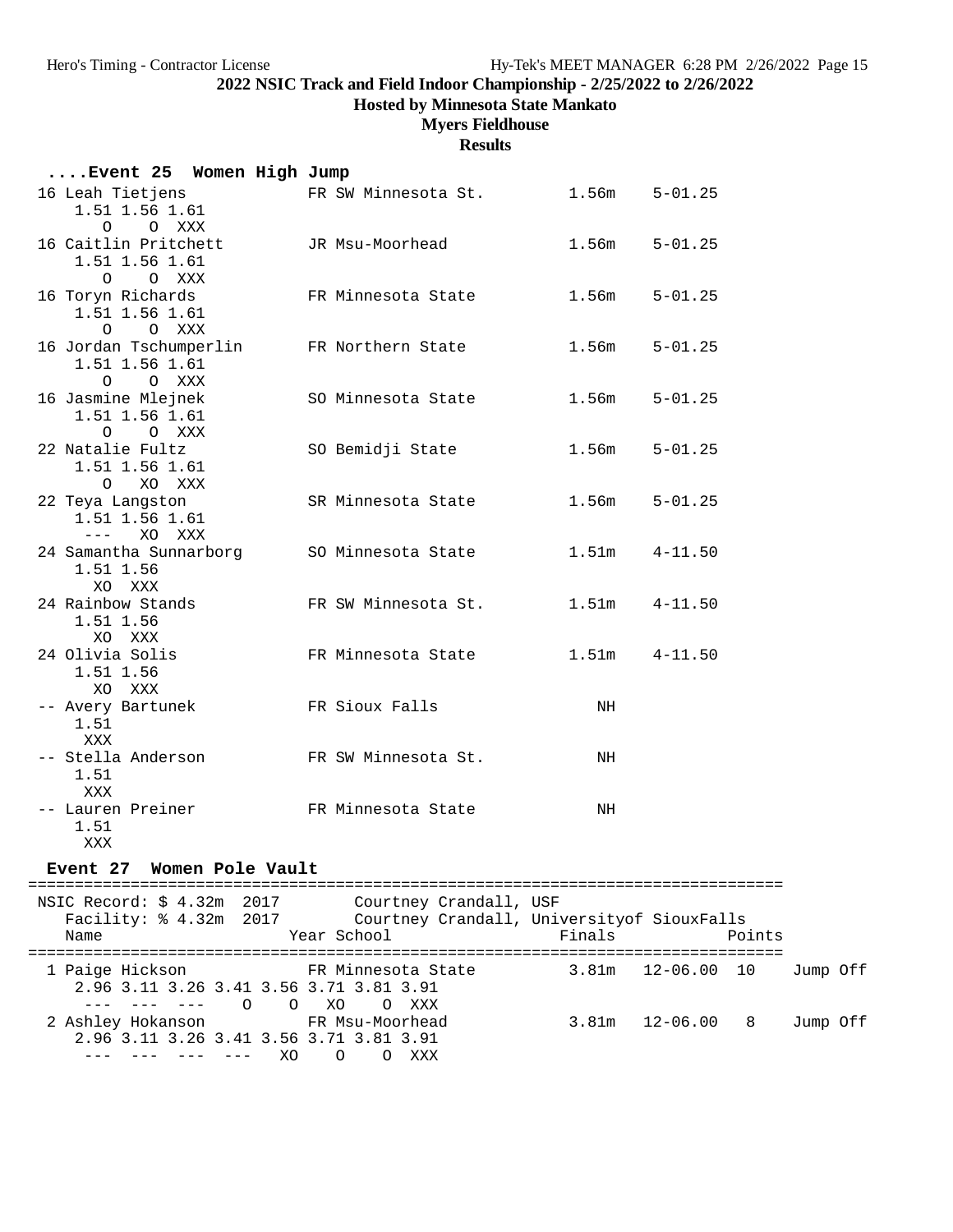**2022 NSIC Track and Field Indoor Championship - 2/25/2022 to 2/26/2022**

**Hosted by Minnesota State Mankato**

**Myers Fieldhouse**

**Results**

```
....Event 25  Women High Jump
 16 Leah Tietjens             FR SW Minnesota St.        1.56m    5-01.25
     1.51 1.56 1.61
        O    O XXX
 16 Caitlin Pritchett         JR Msu-Moorhead            1.56m    5-01.25
     1.51 1.56 1.61
        O    O XXX
 16 Toryn Richards            FR Minnesota State         1.56m    5-01.25
     1.51 1.56 1.61
        O    O XXX
 16 Jordan Tschumperlin       FR Northern State          1.56m    5-01.25
     1.51 1.56 1.61
        O    O XXX
 16 Jasmine Mlejnek           SO Minnesota State         1.56m    5-01.25
     1.51 1.56 1.61
        O    O XXX
 22 Natalie Fultz             SO Bemidji State           1.56m    5-01.25
     1.51 1.56 1.61
        O   XO XXX
 22 Teya Langston             SR Minnesota State         1.56m    5-01.25
     1.51 1.56 1.61
      ---   XO XXX
 24 Samantha Sunnarborg       SO Minnesota State         1.51m    4-11.50
     1.51 1.56
       XO  XXX
 24 Rainbow Stands            FR SW Minnesota St.        1.51m    4-11.50
     1.51 1.56
       XO  XXX
 24 Olivia Solis              FR Minnesota State         1.51m    4-11.50
     1.51 1.56
       XO  XXX
 -- Avery Bartunek            FR Sioux Falls                NH
     1.51
      XXX
 -- Stella Anderson           FR SW Minnesota St.           NH
     1.51
      XXX
 -- Lauren Preiner            FR Minnesota State            NH
     1.51
      XXX
```

```
Event 27  Women Pole Vault
=================================================================================
   NSIC Record: $ 4.32m  2017        Courtney Crandall, USF
     Facility: % 4.32m  2017        Courtney Crandall, Universityof SiouxFalls
   Name                    Year School                Finals              Points
=================================================================================
  1 Paige Hickson           FR Minnesota State         3.81m   12-06.00  10    Jump Off
     2.96 3.11 3.26 3.41 3.56 3.71 3.81 3.91
      ---  ---  ---    O    O   XO    O XXX
  2 Ashley Hokanson         FR Msu-Moorhead            3.81m   12-06.00   8    Jump Off
     2.96 3.11 3.26 3.41 3.56 3.71 3.81 3.91
      ---  ---  ---  ---   XO    O    O XXX
```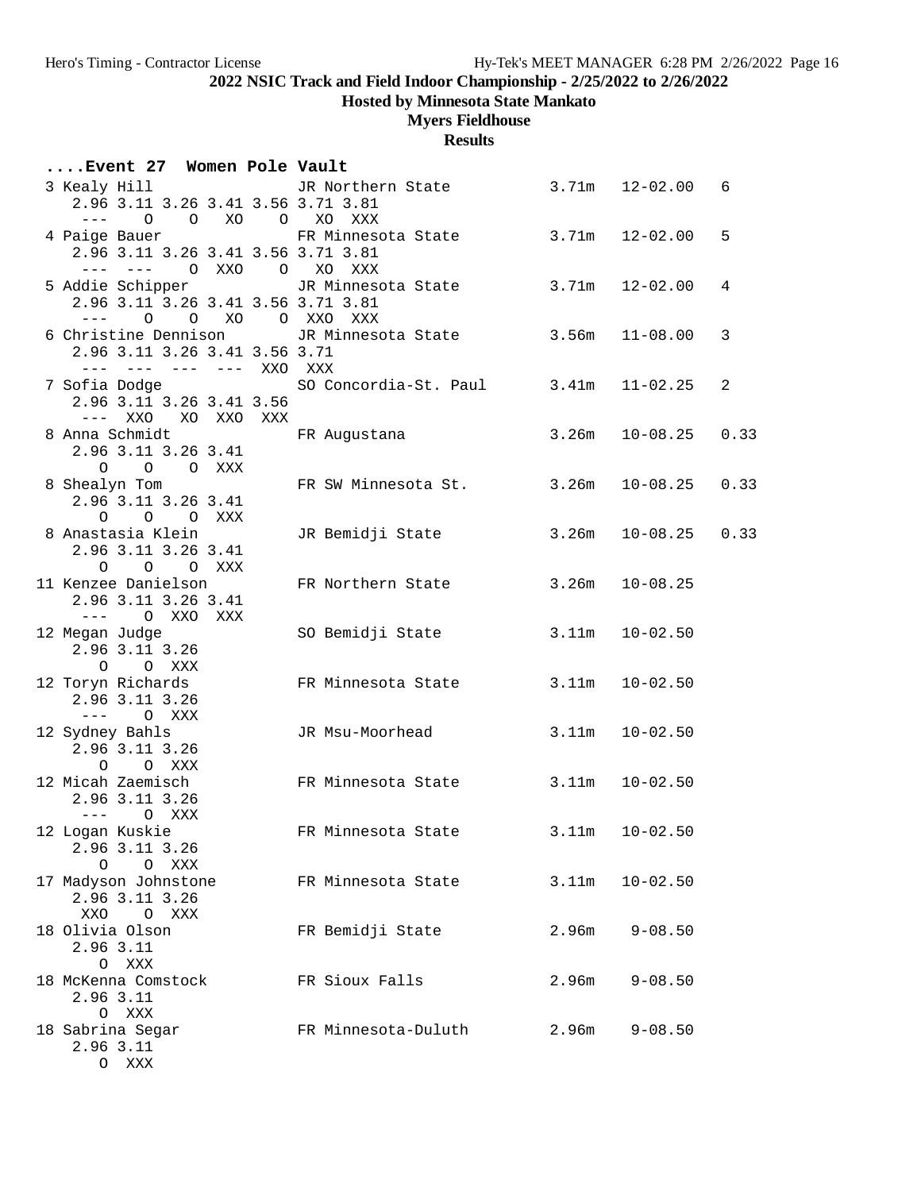# 2022 NSIC Track and Field Indoor Championship - 2/25/2022 to 2/26/2022

## Hosted by Minnesota State Mankato

## Myers Fieldhouse

## Results

```
....Event 27  Women Pole Vault
  3 Kealy Hill               JR Northern State           3.71m   12-02.00   6
     2.96 3.11 3.26 3.41 3.56 3.71 3.81
      ---    O    O   XO    O   XO  XXX
  4 Paige Bauer              FR Minnesota State          3.71m   12-02.00   5
     2.96 3.11 3.26 3.41 3.56 3.71 3.81
      ---  ---    O  XXO    O   XO  XXX
  5 Addie Schipper           JR Minnesota State          3.71m   12-02.00   4
     2.96 3.11 3.26 3.41 3.56 3.71 3.81
      ---    O    O   XO    O  XXO  XXX
  6 Christine Dennison       JR Minnesota State          3.56m   11-08.00   3
     2.96 3.11 3.26 3.41 3.56 3.71
      ---  ---  ---  ---  XXO  XXX
  7 Sofia Dodge              SO Concordia-St. Paul       3.41m   11-02.25   2
     2.96 3.11 3.26 3.41 3.56
      ---  XXO   XO  XXO  XXX
  8 Anna Schmidt             FR Augustana                3.26m   10-08.25   0.33
     2.96 3.11 3.26 3.41
        O    O    O  XXX
  8 Shealyn Tom              FR SW Minnesota St.         3.26m   10-08.25   0.33
     2.96 3.11 3.26 3.41
        O    O    O  XXX
  8 Anastasia Klein          JR Bemidji State            3.26m   10-08.25   0.33
     2.96 3.11 3.26 3.41
        O    O    O  XXX
 11 Kenzee Danielson         FR Northern State           3.26m   10-08.25
     2.96 3.11 3.26 3.41
      ---    O  XXO  XXX
 12 Megan Judge              SO Bemidji State            3.11m   10-02.50
     2.96 3.11 3.26
        O    O  XXX
 12 Toryn Richards           FR Minnesota State          3.11m   10-02.50
     2.96 3.11 3.26
      ---    O  XXX
 12 Sydney Bahls             JR Msu-Moorhead             3.11m   10-02.50
     2.96 3.11 3.26
        O    O  XXX
 12 Micah Zaemisch           FR Minnesota State          3.11m   10-02.50
     2.96 3.11 3.26
      ---    O  XXX
 12 Logan Kuskie             FR Minnesota State          3.11m   10-02.50
     2.96 3.11 3.26
        O    O  XXX
 17 Madyson Johnstone        FR Minnesota State          3.11m   10-02.50
     2.96 3.11 3.26
      XXO    O  XXX
 18 Olivia Olson             FR Bemidji State            2.96m    9-08.50
     2.96 3.11
        O  XXX
 18 McKenna Comstock         FR Sioux Falls              2.96m    9-08.50
     2.96 3.11
        O  XXX
 18 Sabrina Segar            FR Minnesota-Duluth         2.96m    9-08.50
     2.96 3.11
        O  XXX
```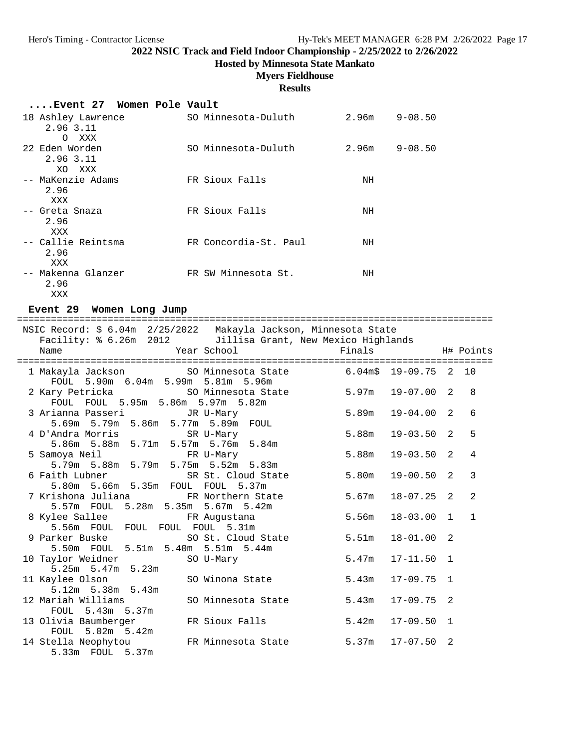**2022 NSIC Track and Field Indoor Championship - 2/25/2022 to 2/26/2022**

**Hosted by Minnesota State Mankato**

**Myers Fieldhouse**

**Results**

```
 ....Event 27  Women Pole Vault
 18 Ashley Lawrence          SO Minnesota-Duluth        2.96m    9-08.50
     2.96 3.11
        O  XXX
 22 Eden Worden              SO Minnesota-Duluth        2.96m    9-08.50
     2.96 3.11
       XO  XXX
 -- MaKenzie Adams           FR Sioux Falls                NH
     2.96
      XXX
 -- Greta Snaza              FR Sioux Falls                NH
     2.96
      XXX
 -- Callie Reintsma          FR Concordia-St. Paul         NH
     2.96
      XXX
 -- Makenna Glanzer          FR SW Minnesota St.           NH
     2.96
      XXX

 Event 29  Women Long Jump
=====================================================================================
 NSIC Record: $ 6.04m  2/25/2022   Makayla Jackson, Minnesota State
    Facility: % 6.26m  2012        Jillisa Grant, New Mexico Highlands
    Name                    Year School                 Finals            H# Points
=====================================================================================
  1 Makayla Jackson          SO Minnesota State         6.04m$  19-09.75  2  10
      FOUL  5.90m  6.04m  5.99m  5.81m  5.96m
  2 Kary Petricka            SO Minnesota State         5.97m   19-07.00  2   8
      FOUL  FOUL  5.95m  5.86m  5.97m  5.82m
  3 Arianna Passeri          JR U-Mary                  5.89m   19-04.00  2   6
      5.69m  5.79m  5.86m  5.77m  5.89m  FOUL
  4 D'Andra Morris           SR U-Mary                  5.88m   19-03.50  2   5
      5.86m  5.88m  5.71m  5.57m  5.76m  5.84m
  5 Samoya Neil              FR U-Mary                  5.88m   19-03.50  2   4
      5.79m  5.88m  5.79m  5.75m  5.52m  5.83m
  6 Faith Lubner             SR St. Cloud State         5.80m   19-00.50  2   3
      5.80m  5.66m  5.35m  FOUL  FOUL  5.37m
  7 Krishona Juliana         FR Northern State          5.67m   18-07.25  2   2
      5.57m  FOUL  5.28m  5.35m  5.67m  5.42m
  8 Kylee Sallee             FR Augustana               5.56m   18-03.00  1   1
      5.56m  FOUL  FOUL  FOUL  FOUL  5.31m
  9 Parker Buske             SO St. Cloud State         5.51m   18-01.00  2
      5.50m  FOUL  5.51m  5.40m  5.51m  5.44m
 10 Taylor Weidner           SO U-Mary                  5.47m   17-11.50  1
      5.25m  5.47m  5.23m
 11 Kaylee Olson             SO Winona State            5.43m   17-09.75  1
      5.12m  5.38m  5.43m
 12 Mariah Williams          SO Minnesota State         5.43m   17-09.75  2
      FOUL  5.43m  5.37m
 13 Olivia Baumberger        FR Sioux Falls             5.42m   17-09.50  1
      FOUL  5.02m  5.42m
 14 Stella Neophytou         FR Minnesota State         5.37m   17-07.50  2
      5.33m  FOUL  5.37m
```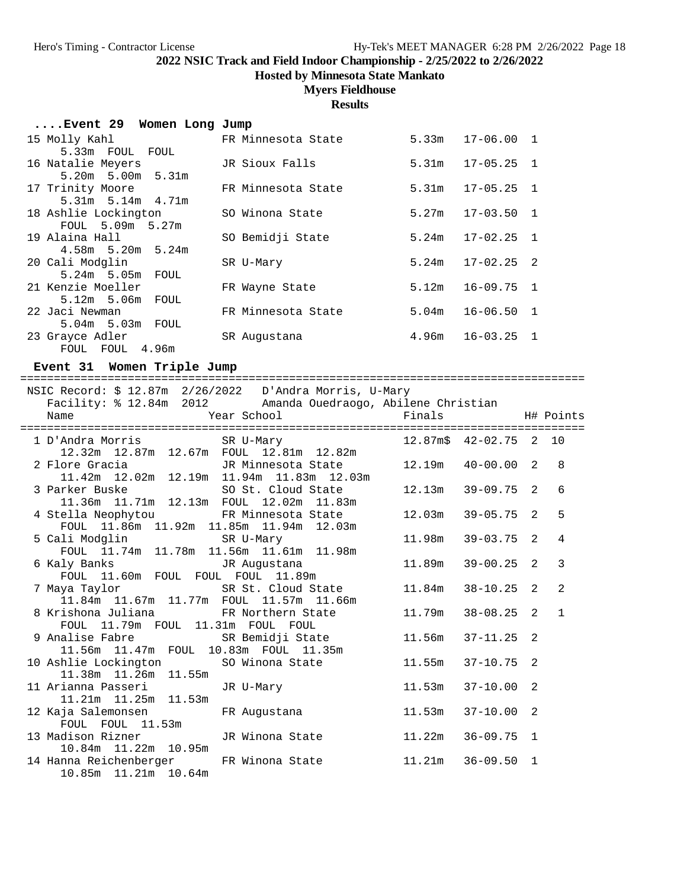## 2022 NSIC Track and Field Indoor Championship - 2/25/2022 to 2/26/2022

**Hosted by Minnesota State Mankato**

**Myers Fieldhouse**

**Results**

### ....Event 29 Women Long Jump

```
 15 Molly Kahl               FR Minnesota State        5.33m   17-06.00  1
     5.33m  FOUL  FOUL
 16 Natalie Meyers           JR Sioux Falls            5.31m   17-05.25  1
     5.20m  5.00m  5.31m
 17 Trinity Moore            FR Minnesota State        5.31m   17-05.25  1
     5.31m  5.14m  4.71m
 18 Ashlie Lockington        SO Winona State           5.27m   17-03.50  1
     FOUL  5.09m  5.27m
 19 Alaina Hall              SO Bemidji State          5.24m   17-02.25  1
     4.58m  5.20m  5.24m
 20 Cali Modglin             SR U-Mary                 5.24m   17-02.25  2
     5.24m  5.05m  FOUL
 21 Kenzie Moeller           FR Wayne State            5.12m   16-09.75  1
     5.12m  5.06m  FOUL
 22 Jaci Newman              FR Minnesota State        5.04m   16-06.50  1
     5.04m  5.03m  FOUL
 23 Grayce Adler             SR Augustana              4.96m   16-03.25  1
     FOUL  FOUL  4.96m
```

### Event 31 Women Triple Jump

```
=====================================================================================
  NSIC Record: $ 12.87m  2/26/2022   D'Andra Morris, U-Mary
    Facility: % 12.84m  2012        Amanda Ouedraogo, Abilene Christian
    Name                    Year School                   Finals            H# Points
=====================================================================================
  1 D'Andra Morris           SR U-Mary               12.87m$  42-02.75  2  10
     12.32m  12.87m  12.67m  FOUL  12.81m  12.82m
  2 Flore Gracia             JR Minnesota State       12.19m   40-00.00  2   8
     11.42m  12.02m  12.19m  11.94m  11.83m  12.03m
  3 Parker Buske             SO St. Cloud State       12.13m   39-09.75  2   6
     11.36m  11.71m  12.13m  FOUL  12.02m  11.83m
  4 Stella Neophytou         FR Minnesota State       12.03m   39-05.75  2   5
     FOUL  11.86m  11.92m  11.85m  11.94m  12.03m
  5 Cali Modglin             SR U-Mary                11.98m   39-03.75  2   4
     FOUL  11.74m  11.78m  11.56m  11.61m  11.98m
  6 Kaly Banks               JR Augustana             11.89m   39-00.25  2   3
     FOUL  11.60m  FOUL  FOUL  FOUL  11.89m
  7 Maya Taylor              SR St. Cloud State       11.84m   38-10.25  2   2
     11.84m  11.67m  11.77m  FOUL  11.57m  11.66m
  8 Krishona Juliana         FR Northern State        11.79m   38-08.25  2   1
     FOUL  11.79m  FOUL  11.31m  FOUL  FOUL
  9 Analise Fabre            SR Bemidji State         11.56m   37-11.25  2
     11.56m  11.47m  FOUL  10.83m  FOUL  11.35m
 10 Ashlie Lockington        SO Winona State          11.55m   37-10.75  2
     11.38m  11.26m  11.55m
 11 Arianna Passeri          JR U-Mary                11.53m   37-10.00  2
     11.21m  11.25m  11.53m
 12 Kaja Salemonsen          FR Augustana             11.53m   37-10.00  2
     FOUL  FOUL  11.53m
 13 Madison Rizner           JR Winona State          11.22m   36-09.75  1
     10.84m  11.22m  10.95m
 14 Hanna Reichenberger      FR Winona State          11.21m   36-09.50  1
     10.85m  11.21m  10.64m
```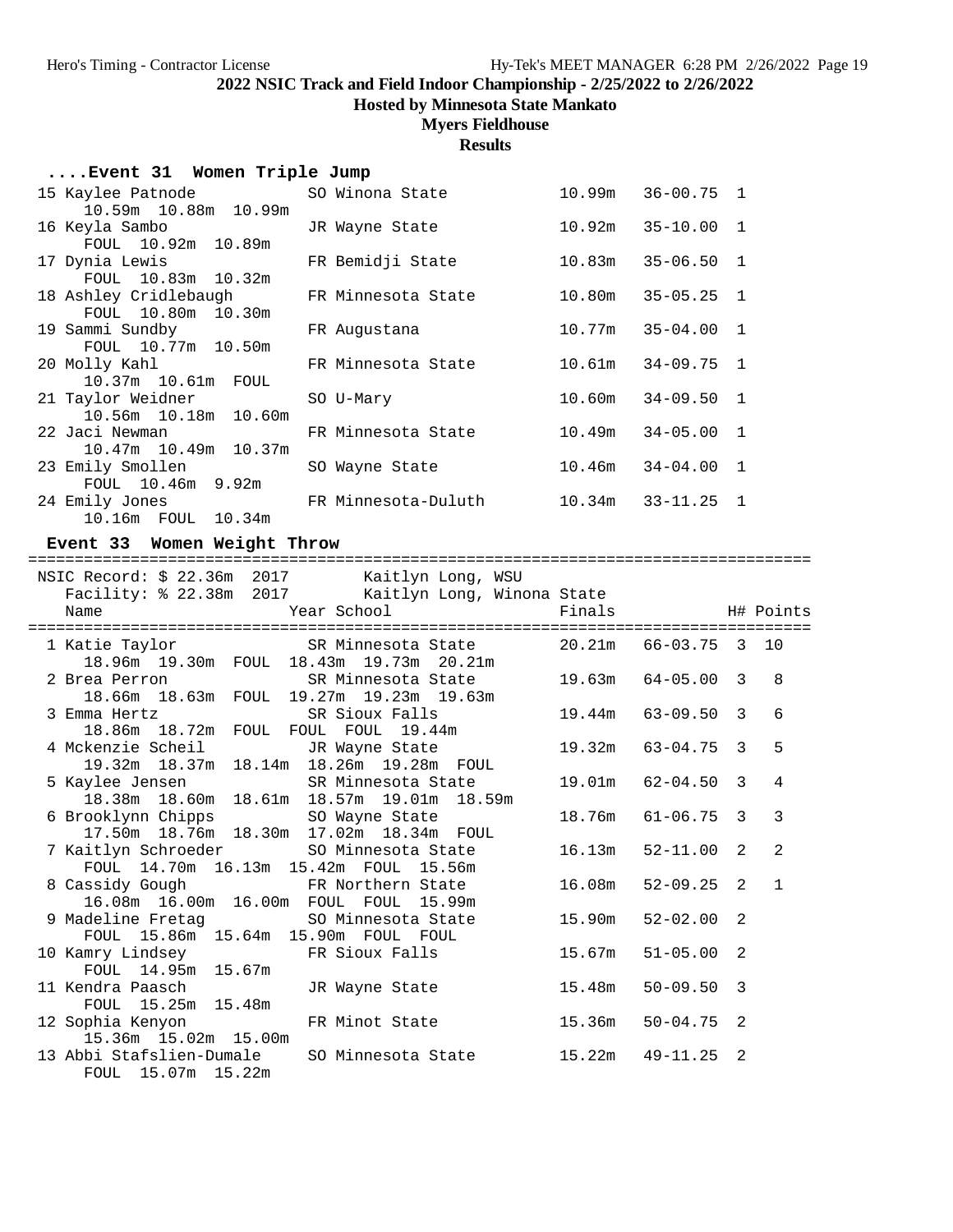2022 NSIC Track and Field Indoor Championship - 2/25/2022 to 2/26/2022

Hosted by Minnesota State Mankato

Myers Fieldhouse

Results

### ....Event 31 Women Triple Jump

```
 15 Kaylee Patnode           SO Winona State           10.99m   36-00.75  1
      10.59m  10.88m  10.99m
 16 Keyla Sambo              JR Wayne State            10.92m   35-10.00  1
      FOUL  10.92m  10.89m
 17 Dynia Lewis              FR Bemidji State          10.83m   35-06.50  1
      FOUL  10.83m  10.32m
 18 Ashley Cridlebaugh       FR Minnesota State        10.80m   35-05.25  1
      FOUL  10.80m  10.30m
 19 Sammi Sundby             FR Augustana              10.77m   35-04.00  1
      FOUL  10.77m  10.50m
 20 Molly Kahl               FR Minnesota State        10.61m   34-09.75  1
      10.37m  10.61m  FOUL
 21 Taylor Weidner           SO U-Mary                 10.60m   34-09.50  1
      10.56m  10.18m  10.60m
 22 Jaci Newman              FR Minnesota State        10.49m   34-05.00  1
      10.47m  10.49m  10.37m
 23 Emily Smollen            SO Wayne State            10.46m   34-04.00  1
      FOUL  10.46m  9.92m
 24 Emily Jones              FR Minnesota-Duluth       10.34m   33-11.25  1
      10.16m  FOUL  10.34m
```

### Event 33 Women Weight Throw

```
=======================================================================================
 NSIC Record: $ 22.36m  2017        Kaitlyn Long, WSU
   Facility: % 22.38m  2017        Kaitlyn Long, Winona State
   Name                    Year School                  Finals              H# Points
=======================================================================================
  1 Katie Taylor             SR Minnesota State        20.21m   66-03.75  3  10
      18.96m  19.30m  FOUL  18.43m  19.73m  20.21m
  2 Brea Perron              SR Minnesota State        19.63m   64-05.00  3   8
      18.66m  18.63m  FOUL  19.27m  19.23m  19.63m
  3 Emma Hertz               SR Sioux Falls            19.44m   63-09.50  3   6
      18.86m  18.72m  FOUL  FOUL  FOUL  19.44m
  4 Mckenzie Scheil          JR Wayne State            19.32m   63-04.75  3   5
      19.32m  18.37m  18.14m  18.26m  19.28m  FOUL
  5 Kaylee Jensen            SR Minnesota State        19.01m   62-04.50  3   4
      18.38m  18.60m  18.61m  18.57m  19.01m  18.59m
  6 Brooklynn Chipps         SO Wayne State            18.76m   61-06.75  3   3
      17.50m  18.76m  18.30m  17.02m  18.34m  FOUL
  7 Kaitlyn Schroeder        SO Minnesota State        16.13m   52-11.00  2   2
      FOUL  14.70m  16.13m  15.42m  FOUL  15.56m
  8 Cassidy Gough            FR Northern State         16.08m   52-09.25  2   1
      16.08m  16.00m  16.00m  FOUL  FOUL  15.99m
  9 Madeline Fretag          SO Minnesota State        15.90m   52-02.00  2
      FOUL  15.86m  15.64m  15.90m  FOUL  FOUL
 10 Kamry Lindsey            FR Sioux Falls            15.67m   51-05.00  2
      FOUL  14.95m  15.67m
 11 Kendra Paasch            JR Wayne State            15.48m   50-09.50  3
      FOUL  15.25m  15.48m
 12 Sophia Kenyon            FR Minot State            15.36m   50-04.75  2
      15.36m  15.02m  15.00m
 13 Abbi Stafslien-Dumale    SO Minnesota State        15.22m   49-11.25  2
      FOUL  15.07m  15.22m
```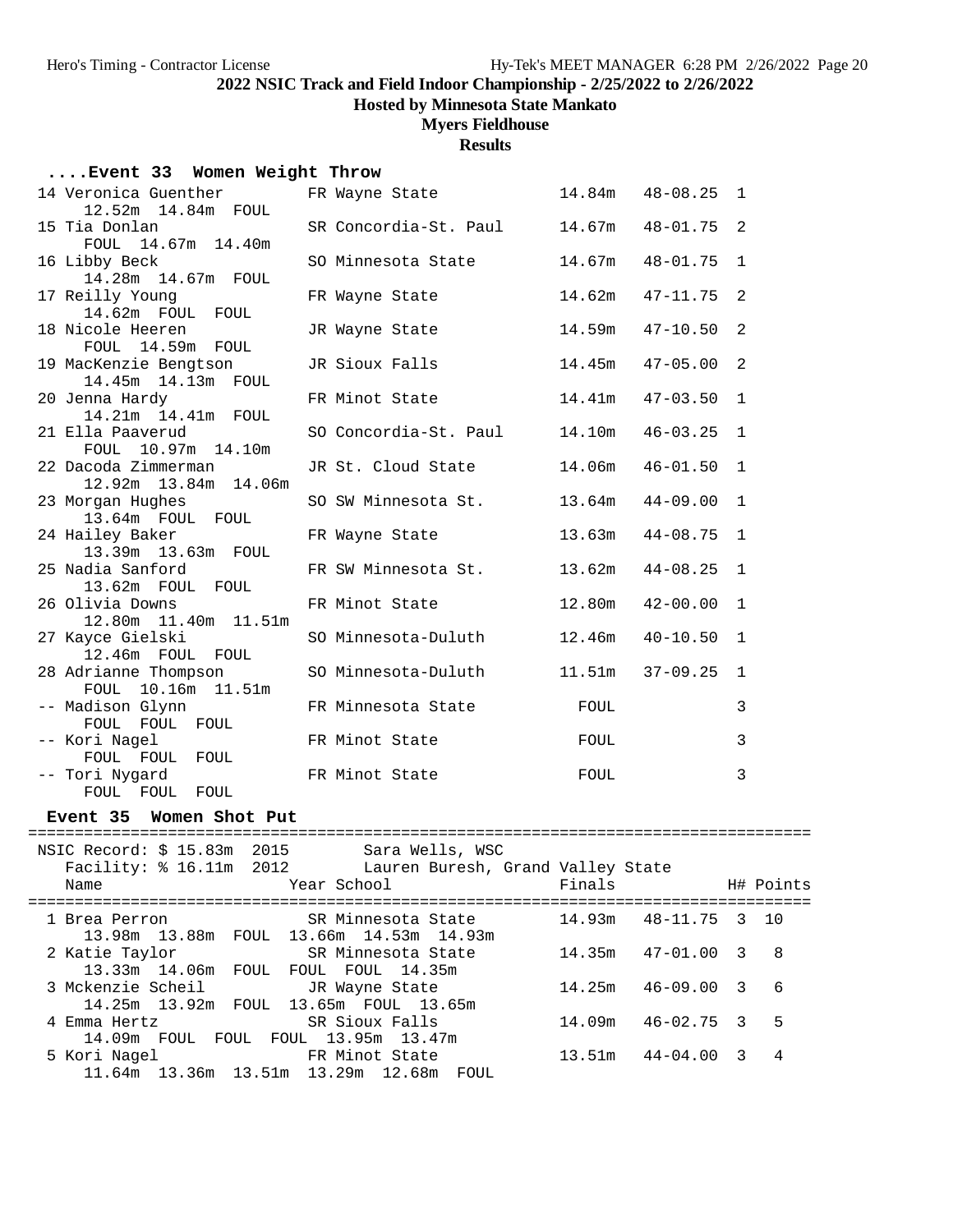# 2022 NSIC Track and Field Indoor Championship - 2/25/2022 to 2/26/2022

**Hosted by Minnesota State Mankato**

**Myers Fieldhouse**

**Results**

## ....Event 33 Women Weight Throw

| Place | Name | Year | School | Finals | | H# |
|---|---|---|---|---|---|---|
| 14 | Veronica Guenther | FR | Wayne State | 14.84m | 48-08.25 | 1 |
| | 12.52m 14.84m FOUL | | | | | |
| 15 | Tia Donlan | SR | Concordia-St. Paul | 14.67m | 48-01.75 | 2 |
| | FOUL 14.67m 14.40m | | | | | |
| 16 | Libby Beck | SO | Minnesota State | 14.67m | 48-01.75 | 1 |
| | 14.28m 14.67m FOUL | | | | | |
| 17 | Reilly Young | FR | Wayne State | 14.62m | 47-11.75 | 2 |
| | 14.62m FOUL FOUL | | | | | |
| 18 | Nicole Heeren | JR | Wayne State | 14.59m | 47-10.50 | 2 |
| | FOUL 14.59m FOUL | | | | | |
| 19 | MacKenzie Bengtson | JR | Sioux Falls | 14.45m | 47-05.00 | 2 |
| | 14.45m 14.13m FOUL | | | | | |
| 20 | Jenna Hardy | FR | Minot State | 14.41m | 47-03.50 | 1 |
| | 14.21m 14.41m FOUL | | | | | |
| 21 | Ella Paaverud | SO | Concordia-St. Paul | 14.10m | 46-03.25 | 1 |
| | FOUL 10.97m 14.10m | | | | | |
| 22 | Dacoda Zimmerman | JR | St. Cloud State | 14.06m | 46-01.50 | 1 |
| | 12.92m 13.84m 14.06m | | | | | |
| 23 | Morgan Hughes | SO | SW Minnesota St. | 13.64m | 44-09.00 | 1 |
| | 13.64m FOUL FOUL | | | | | |
| 24 | Hailey Baker | FR | Wayne State | 13.63m | 44-08.75 | 1 |
| | 13.39m 13.63m FOUL | | | | | |
| 25 | Nadia Sanford | FR | SW Minnesota St. | 13.62m | 44-08.25 | 1 |
| | 13.62m FOUL FOUL | | | | | |
| 26 | Olivia Downs | FR | Minot State | 12.80m | 42-00.00 | 1 |
| | 12.80m 11.40m 11.51m | | | | | |
| 27 | Kayce Gielski | SO | Minnesota-Duluth | 12.46m | 40-10.50 | 1 |
| | 12.46m FOUL FOUL | | | | | |
| 28 | Adrianne Thompson | SO | Minnesota-Duluth | 11.51m | 37-09.25 | 1 |
| | FOUL 10.16m 11.51m | | | | | |
| -- | Madison Glynn | FR | Minnesota State | FOUL | | 3 |
| | FOUL FOUL FOUL | | | | | |
| -- | Kori Nagel | FR | Minot State | FOUL | | 3 |
| | FOUL FOUL FOUL | | | | | |
| -- | Tori Nygard | FR | Minot State | FOUL | | 3 |
| | FOUL FOUL FOUL | | | | | |

## Event 35 Women Shot Put

NSIC Record: $ 15.83m 2015 Sara Wells, WSC

Facility: % 16.11m 2012 Lauren Buresh, Grand Valley State

| Place | Name | Year | School | Finals | | H# | Points |
|---|---|---|---|---|---|---|---|
| 1 | Brea Perron | SR | Minnesota State | 14.93m | 48-11.75 | 3 | 10 |
| | 13.98m 13.88m FOUL 13.66m 14.53m 14.93m | | | | | | |
| 2 | Katie Taylor | SR | Minnesota State | 14.35m | 47-01.00 | 3 | 8 |
| | 13.33m 14.06m FOUL FOUL FOUL 14.35m | | | | | | |
| 3 | Mckenzie Scheil | JR | Wayne State | 14.25m | 46-09.00 | 3 | 6 |
| | 14.25m 13.92m FOUL 13.65m FOUL 13.65m | | | | | | |
| 4 | Emma Hertz | SR | Sioux Falls | 14.09m | 46-02.75 | 3 | 5 |
| | 14.09m FOUL FOUL FOUL 13.95m 13.47m | | | | | | |
| 5 | Kori Nagel | FR | Minot State | 13.51m | 44-04.00 | 3 | 4 |
| | 11.64m 13.36m 13.51m 13.29m 12.68m FOUL | | | | | | |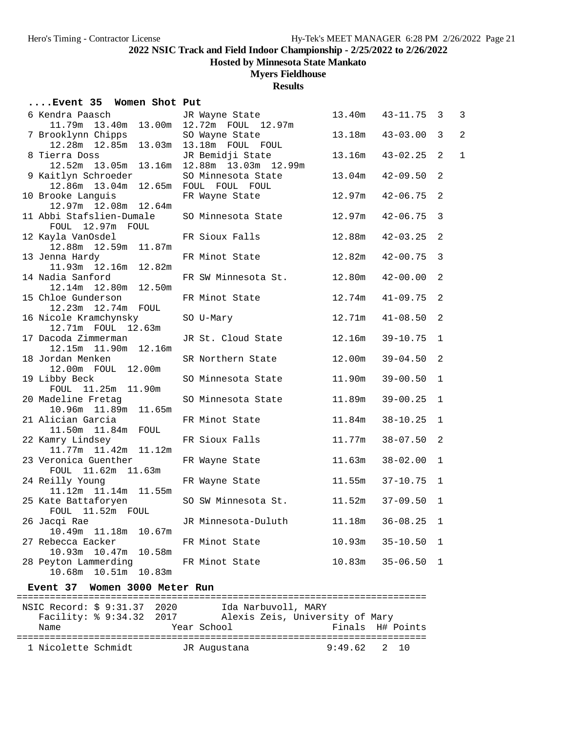## ....Event 35 Women Shot Put

| Place | Name | Year | School | Finals | Imperial | Flight | Points |
|---|---|---|---|---|---|---|---|
| 6 | Kendra Paasch | JR | Wayne State | 13.40m | 43-11.75 | 3 | 3 |
| | 11.79m 13.40m 13.00m 12.72m FOUL 12.97m | | | | | | |
| 7 | Brooklynn Chipps | SO | Wayne State | 13.18m | 43-03.00 | 3 | 2 |
| | 12.28m 12.85m 13.03m 13.18m FOUL FOUL | | | | | | |
| 8 | Tierra Doss | JR | Bemidji State | 13.16m | 43-02.25 | 2 | 1 |
| | 12.52m 13.05m 13.16m 12.88m 13.03m 12.99m | | | | | | |
| 9 | Kaitlyn Schroeder | SO | Minnesota State | 13.04m | 42-09.50 | 2 | |
| | 12.86m 13.04m 12.65m FOUL FOUL FOUL | | | | | | |
| 10 | Brooke Languis | FR | Wayne State | 12.97m | 42-06.75 | 2 | |
| | 12.97m 12.08m 12.64m | | | | | | |
| 11 | Abbi Stafslien-Dumale | SO | Minnesota State | 12.97m | 42-06.75 | 3 | |
| | FOUL 12.97m FOUL | | | | | | |
| 12 | Kayla VanOsdel | FR | Sioux Falls | 12.88m | 42-03.25 | 2 | |
| | 12.88m 12.59m 11.87m | | | | | | |
| 13 | Jenna Hardy | FR | Minot State | 12.82m | 42-00.75 | 3 | |
| | 11.93m 12.16m 12.82m | | | | | | |
| 14 | Nadia Sanford | FR | SW Minnesota St. | 12.80m | 42-00.00 | 2 | |
| | 12.14m 12.80m 12.50m | | | | | | |
| 15 | Chloe Gunderson | FR | Minot State | 12.74m | 41-09.75 | 2 | |
| | 12.23m 12.74m FOUL | | | | | | |
| 16 | Nicole Kramchynsky | SO | U-Mary | 12.71m | 41-08.50 | 2 | |
| | 12.71m FOUL 12.63m | | | | | | |
| 17 | Dacoda Zimmerman | JR | St. Cloud State | 12.16m | 39-10.75 | 1 | |
| | 12.15m 11.90m 12.16m | | | | | | |
| 18 | Jordan Menken | SR | Northern State | 12.00m | 39-04.50 | 2 | |
| | 12.00m FOUL 12.00m | | | | | | |
| 19 | Libby Beck | SO | Minnesota State | 11.90m | 39-00.50 | 1 | |
| | FOUL 11.25m 11.90m | | | | | | |
| 20 | Madeline Fretag | SO | Minnesota State | 11.89m | 39-00.25 | 1 | |
| | 10.96m 11.89m 11.65m | | | | | | |
| 21 | Alician Garcia | FR | Minot State | 11.84m | 38-10.25 | 1 | |
| | 11.50m 11.84m FOUL | | | | | | |
| 22 | Kamry Lindsey | FR | Sioux Falls | 11.77m | 38-07.50 | 2 | |
| | 11.77m 11.42m 11.12m | | | | | | |
| 23 | Veronica Guenther | FR | Wayne State | 11.63m | 38-02.00 | 1 | |
| | FOUL 11.62m 11.63m | | | | | | |
| 24 | Reilly Young | FR | Wayne State | 11.55m | 37-10.75 | 1 | |
| | 11.12m 11.14m 11.55m | | | | | | |
| 25 | Kate Battaforyen | SO | SW Minnesota St. | 11.52m | 37-09.50 | 1 | |
| | FOUL 11.52m FOUL | | | | | | |
| 26 | Jacqi Rae | JR | Minnesota-Duluth | 11.18m | 36-08.25 | 1 | |
| | 10.49m 11.18m 10.67m | | | | | | |
| 27 | Rebecca Eacker | FR | Minot State | 10.93m | 35-10.50 | 1 | |
| | 10.93m 10.47m 10.58m | | | | | | |
| 28 | Peyton Lammerding | FR | Minot State | 10.83m | 35-06.50 | 1 | |
| | 10.68m 10.51m 10.83m | | | | | | |

## Event 37 Women 3000 Meter Run

NSIC Record: $ 9:31.37 2020 Ida Narbuvoll, MARY
Facility: % 9:34.32 2017 Alexis Zeis, University of Mary

| Place | Name | Year | School | Finals | H# | Points |
|---|---|---|---|---|---|---|
| 1 | Nicolette Schmidt | JR | Augustana | 9:49.62 | 2 | 10 |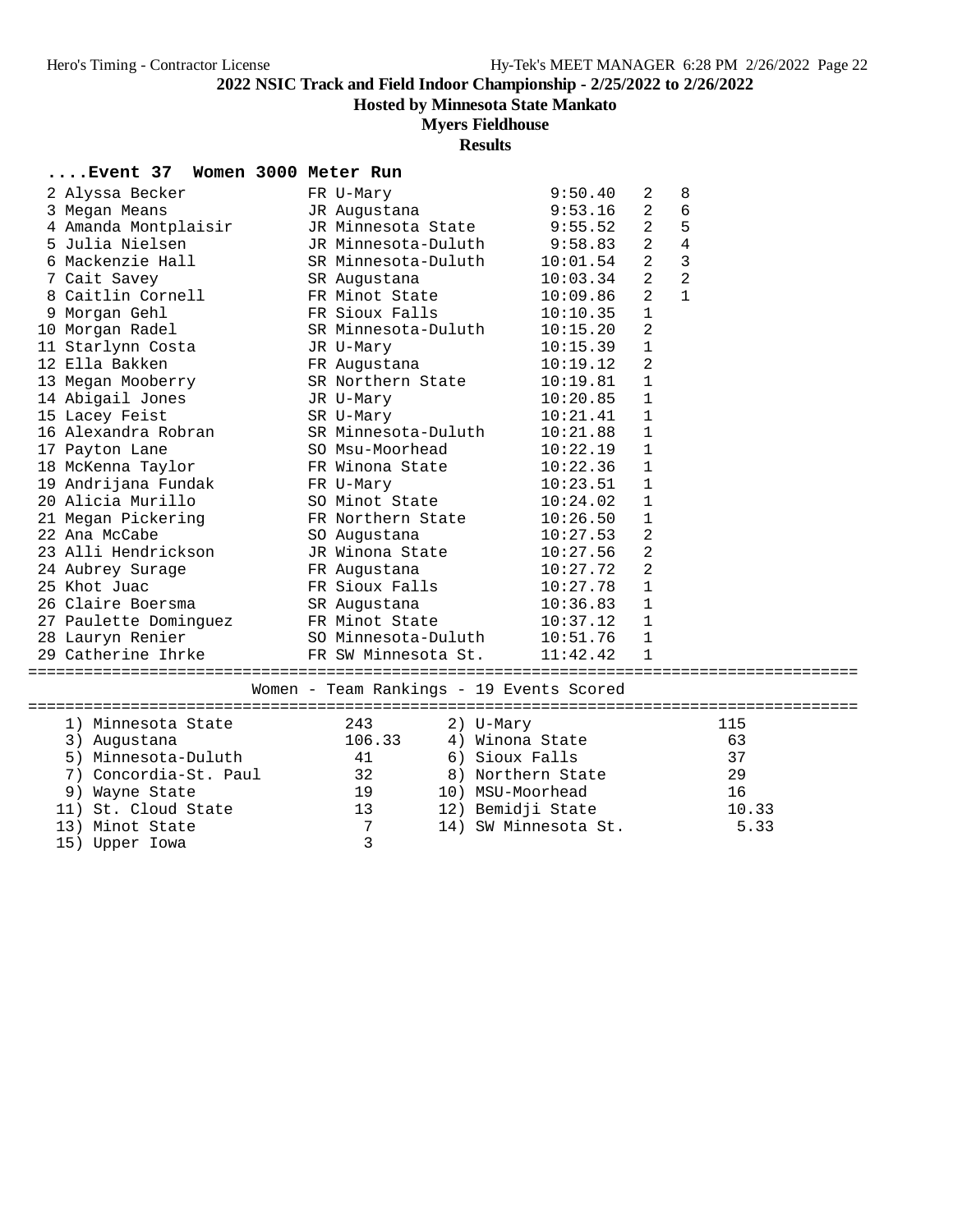**2022 NSIC Track and Field Indoor Championship - 2/25/2022 to 2/26/2022**

**Hosted by Minnesota State Mankato**

**Myers Fieldhouse**

**Results**

### ....Event 37 Women 3000 Meter Run

| | | | | | | |
|---|---|---|---|---|---|---|
| 2 | Alyssa Becker | FR | U-Mary | 9:50.40 | 2 | 8 |
| 3 | Megan Means | JR | Augustana | 9:53.16 | 2 | 6 |
| 4 | Amanda Montplaisir | JR | Minnesota State | 9:55.52 | 2 | 5 |
| 5 | Julia Nielsen | JR | Minnesota-Duluth | 9:58.83 | 2 | 4 |
| 6 | Mackenzie Hall | SR | Minnesota-Duluth | 10:01.54 | 2 | 3 |
| 7 | Cait Savey | SR | Augustana | 10:03.34 | 2 | 2 |
| 8 | Caitlin Cornell | FR | Minot State | 10:09.86 | 2 | 1 |
| 9 | Morgan Gehl | FR | Sioux Falls | 10:10.35 | 1 | |
| 10 | Morgan Radel | SR | Minnesota-Duluth | 10:15.20 | 2 | |
| 11 | Starlynn Costa | JR | U-Mary | 10:15.39 | 1 | |
| 12 | Ella Bakken | FR | Augustana | 10:19.12 | 2 | |
| 13 | Megan Mooberry | SR | Northern State | 10:19.81 | 1 | |
| 14 | Abigail Jones | JR | U-Mary | 10:20.85 | 1 | |
| 15 | Lacey Feist | SR | U-Mary | 10:21.41 | 1 | |
| 16 | Alexandra Robran | SR | Minnesota-Duluth | 10:21.88 | 1 | |
| 17 | Payton Lane | SO | Msu-Moorhead | 10:22.19 | 1 | |
| 18 | McKenna Taylor | FR | Winona State | 10:22.36 | 1 | |
| 19 | Andrijana Fundak | FR | U-Mary | 10:23.51 | 1 | |
| 20 | Alicia Murillo | SO | Minot State | 10:24.02 | 1 | |
| 21 | Megan Pickering | FR | Northern State | 10:26.50 | 1 | |
| 22 | Ana McCabe | SO | Augustana | 10:27.53 | 2 | |
| 23 | Alli Hendrickson | JR | Winona State | 10:27.56 | 2 | |
| 24 | Aubrey Surage | FR | Augustana | 10:27.72 | 2 | |
| 25 | Khot Juac | FR | Sioux Falls | 10:27.78 | 1 | |
| 26 | Claire Boersma | SR | Augustana | 10:36.83 | 1 | |
| 27 | Paulette Dominguez | FR | Minot State | 10:37.12 | 1 | |
| 28 | Lauryn Renier | SO | Minnesota-Duluth | 10:51.76 | 1 | |
| 29 | Catherine Ihrke | FR | SW Minnesota St. | 11:42.42 | 1 | |

### Women - Team Rankings - 19 Events Scored

| | | | | | |
|---|---|---|---|---|---|
| 1) | Minnesota State | 243 | 2) | U-Mary | 115 |
| 3) | Augustana | 106.33 | 4) | Winona State | 63 |
| 5) | Minnesota-Duluth | 41 | 6) | Sioux Falls | 37 |
| 7) | Concordia-St. Paul | 32 | 8) | Northern State | 29 |
| 9) | Wayne State | 19 | 10) | MSU-Moorhead | 16 |
| 11) | St. Cloud State | 13 | 12) | Bemidji State | 10.33 |
| 13) | Minot State | 7 | 14) | SW Minnesota St. | 5.33 |
| 15) | Upper Iowa | 3 | | | |